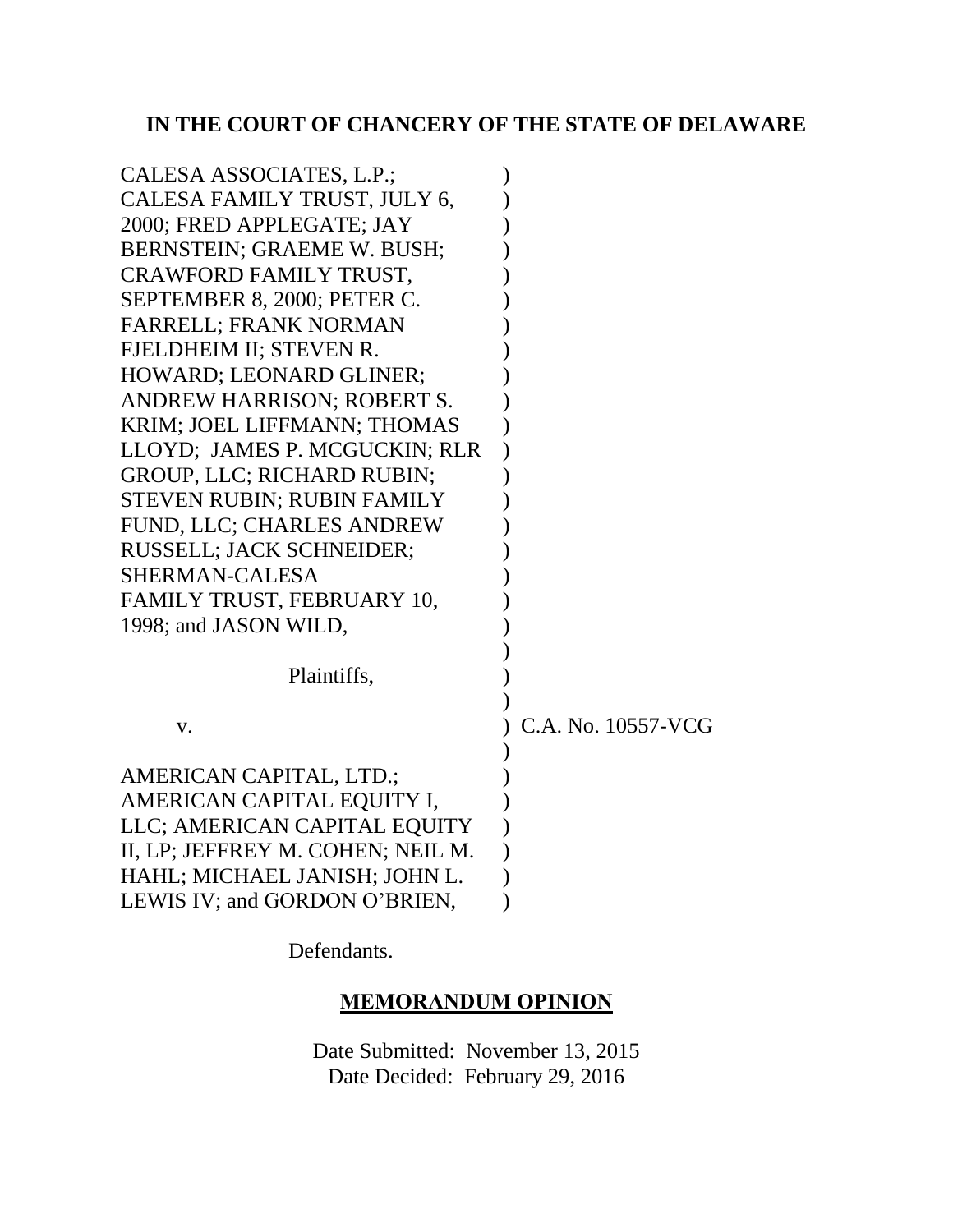# IN THE COURT OF CHANCERY OF THE STATE OF DELAWARE

CALESA ASSOCIATES, L.P.; CALESA FAMILY TRUST, JULY 6, 2000; FRED APPLEGATE; JAY BERNSTEIN; GRAEME W. BUSH; CRAWFORD FAMILY TRUST, SEPTEMBER 8, 2000; PETER C. FARRELL; FRANK NORMAN FJELDHEIM II; STEVEN R. HOWARD; LEONARD GLINER; ANDREW HARRISON; ROBERT S. KRIM; JOEL LIFFMANN; THOMAS LLOYD; JAMES P. MCGUCKIN; RLR GROUP, LLC; RICHARD RUBIN; STEVEN RUBIN; RUBIN FAMILY FUND, LLC; CHARLES ANDREW RUSSELL; JACK SCHNEIDER; SHERMAN-CALESA FAMILY TRUST, FEBRUARY 10, 1998; and JASON WILD,

Plaintiffs,

v.

AMERICAN CAPITAL, LTD.; AMERICAN CAPITAL EQUITY I, LLC; AMERICAN CAPITAL EQUITY II, LP; JEFFREY M. COHEN; NEIL M. HAHL; MICHAEL JANISH; JOHN L. LEWIS IV; and GORDON O'BRIEN,

Defendants.

C.A. No. 10557-VCG

## MEMORANDUM OPINION

Date Submitted: November 13, 2015
Date Decided: February 29, 2016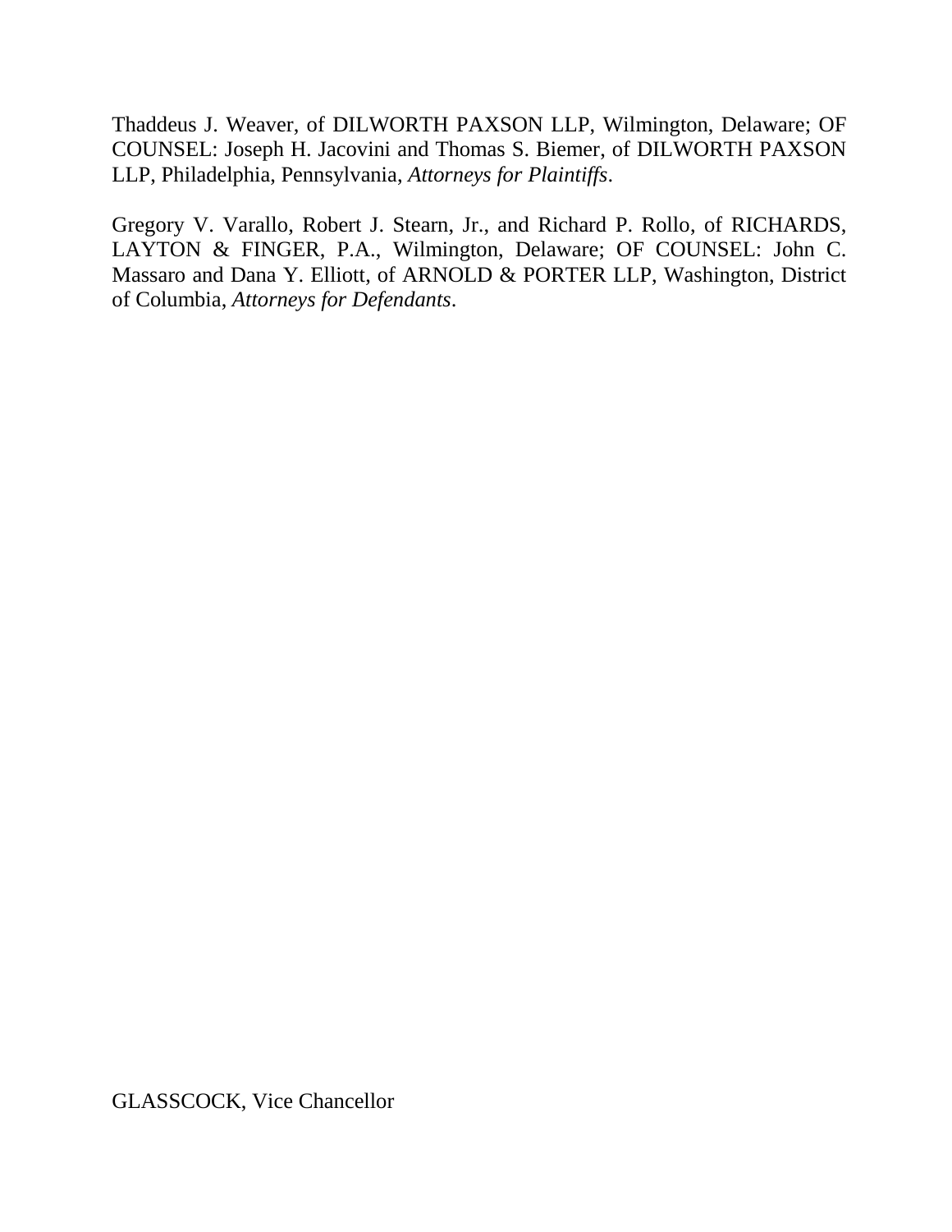Thaddeus J. Weaver, of DILWORTH PAXSON LLP, Wilmington, Delaware; OF COUNSEL: Joseph H. Jacovini and Thomas S. Biemer, of DILWORTH PAXSON LLP, Philadelphia, Pennsylvania, *Attorneys for Plaintiffs*.

Gregory V. Varallo, Robert J. Stearn, Jr., and Richard P. Rollo, of RICHARDS, LAYTON & FINGER, P.A., Wilmington, Delaware; OF COUNSEL: John C. Massaro and Dana Y. Elliott, of ARNOLD & PORTER LLP, Washington, District of Columbia, *Attorneys for Defendants*.

GLASSCOCK, Vice Chancellor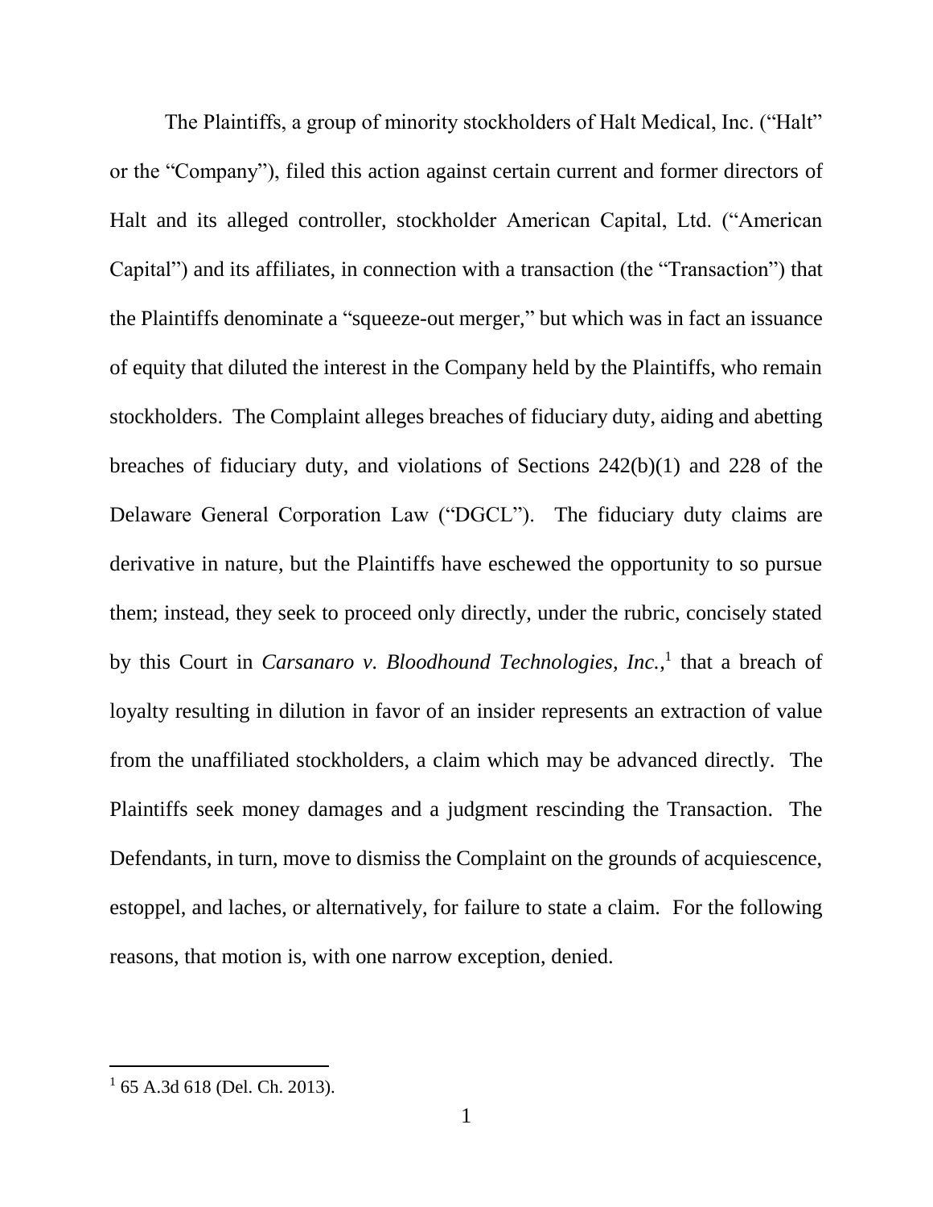The Plaintiffs, a group of minority stockholders of Halt Medical, Inc. ("Halt" or the "Company"), filed this action against certain current and former directors of Halt and its alleged controller, stockholder American Capital, Ltd. ("American Capital") and its affiliates, in connection with a transaction (the "Transaction") that the Plaintiffs denominate a "squeeze-out merger," but which was in fact an issuance of equity that diluted the interest in the Company held by the Plaintiffs, who remain stockholders. The Complaint alleges breaches of fiduciary duty, aiding and abetting breaches of fiduciary duty, and violations of Sections 242(b)(1) and 228 of the Delaware General Corporation Law ("DGCL"). The fiduciary duty claims are derivative in nature, but the Plaintiffs have eschewed the opportunity to so pursue them; instead, they seek to proceed only directly, under the rubric, concisely stated by this Court in *Carsanaro v. Bloodhound Technologies, Inc.*,[1] that a breach of loyalty resulting in dilution in favor of an insider represents an extraction of value from the unaffiliated stockholders, a claim which may be advanced directly. The Plaintiffs seek money damages and a judgment rescinding the Transaction. The Defendants, in turn, move to dismiss the Complaint on the grounds of acquiescence, estoppel, and laches, or alternatively, for failure to state a claim. For the following reasons, that motion is, with one narrow exception, denied.

---

[1] 65 A.3d 618 (Del. Ch. 2013).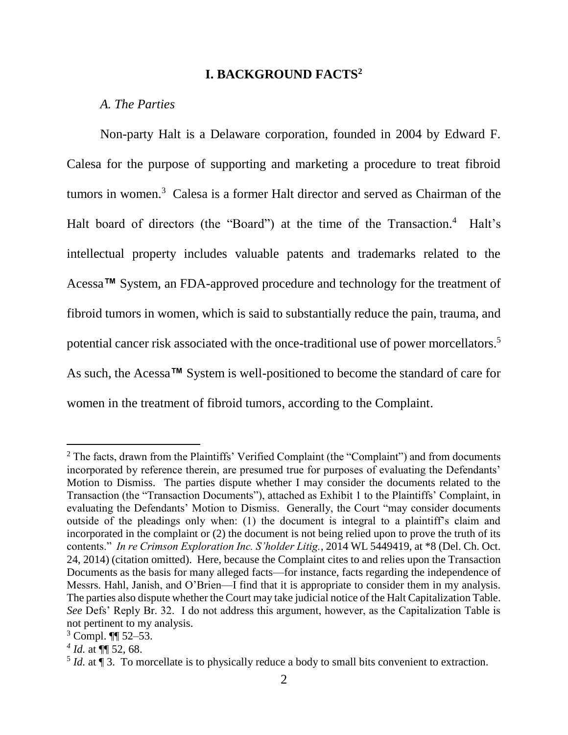# I. BACKGROUND FACTS[2]

## *A. The Parties*

Non-party Halt is a Delaware corporation, founded in 2004 by Edward F. Calesa for the purpose of supporting and marketing a procedure to treat fibroid tumors in women.[3] Calesa is a former Halt director and served as Chairman of the Halt board of directors (the "Board") at the time of the Transaction.[4] Halt's intellectual property includes valuable patents and trademarks related to the Acessa™ System, an FDA-approved procedure and technology for the treatment of fibroid tumors in women, which is said to substantially reduce the pain, trauma, and potential cancer risk associated with the once-traditional use of power morcellators.[5] As such, the Acessa™ System is well-positioned to become the standard of care for women in the treatment of fibroid tumors, according to the Complaint.

---

[2] The facts, drawn from the Plaintiffs' Verified Complaint (the "Complaint") and from documents incorporated by reference therein, are presumed true for purposes of evaluating the Defendants' Motion to Dismiss. The parties dispute whether I may consider the documents related to the Transaction (the "Transaction Documents"), attached as Exhibit 1 to the Plaintiffs' Complaint, in evaluating the Defendants' Motion to Dismiss. Generally, the Court "may consider documents outside of the pleadings only when: (1) the document is integral to a plaintiff's claim and incorporated in the complaint or (2) the document is not being relied upon to prove the truth of its contents." *In re Crimson Exploration Inc. S'holder Litig.*, 2014 WL 5449419, at *8 (Del. Ch. Oct. 24, 2014) (citation omitted). Here, because the Complaint cites to and relies upon the Transaction Documents as the basis for many alleged facts—for instance, facts regarding the independence of Messrs. Hahl, Janish, and O'Brien—I find that it is appropriate to consider them in my analysis. The parties also dispute whether the Court may take judicial notice of the Halt Capitalization Table. *See* Defs' Reply Br. 32. I do not address this argument, however, as the Capitalization Table is not pertinent to my analysis.

[3] Compl. ¶¶ 52–53.

[4] *Id.* at ¶¶ 52, 68.

[5] *Id.* at ¶ 3. To morcellate is to physically reduce a body to small bits convenient to extraction.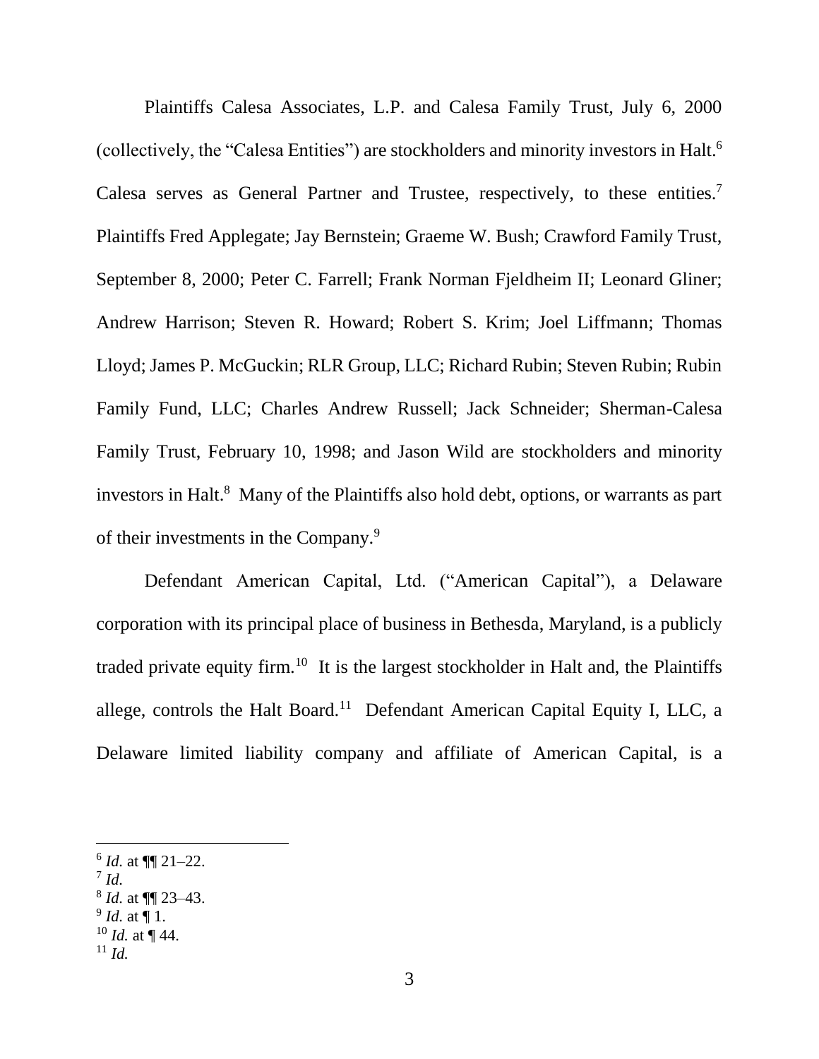Plaintiffs Calesa Associates, L.P. and Calesa Family Trust, July 6, 2000 (collectively, the "Calesa Entities") are stockholders and minority investors in Halt.[6] Calesa serves as General Partner and Trustee, respectively, to these entities.[7] Plaintiffs Fred Applegate; Jay Bernstein; Graeme W. Bush; Crawford Family Trust, September 8, 2000; Peter C. Farrell; Frank Norman Fjeldheim II; Leonard Gliner; Andrew Harrison; Steven R. Howard; Robert S. Krim; Joel Liffmann; Thomas Lloyd; James P. McGuckin; RLR Group, LLC; Richard Rubin; Steven Rubin; Rubin Family Fund, LLC; Charles Andrew Russell; Jack Schneider; Sherman-Calesa Family Trust, February 10, 1998; and Jason Wild are stockholders and minority investors in Halt.[8] Many of the Plaintiffs also hold debt, options, or warrants as part of their investments in the Company.[9]

Defendant American Capital, Ltd. ("American Capital"), a Delaware corporation with its principal place of business in Bethesda, Maryland, is a publicly traded private equity firm.[10] It is the largest stockholder in Halt and, the Plaintiffs allege, controls the Halt Board.[11] Defendant American Capital Equity I, LLC, a Delaware limited liability company and affiliate of American Capital, is a

---

[6] *Id.* at ¶¶ 21–22.
[7] *Id.*
[8] *Id.* at ¶¶ 23–43.
[9] *Id.* at ¶ 1.
[10] *Id.* at ¶ 44.
[11] *Id.*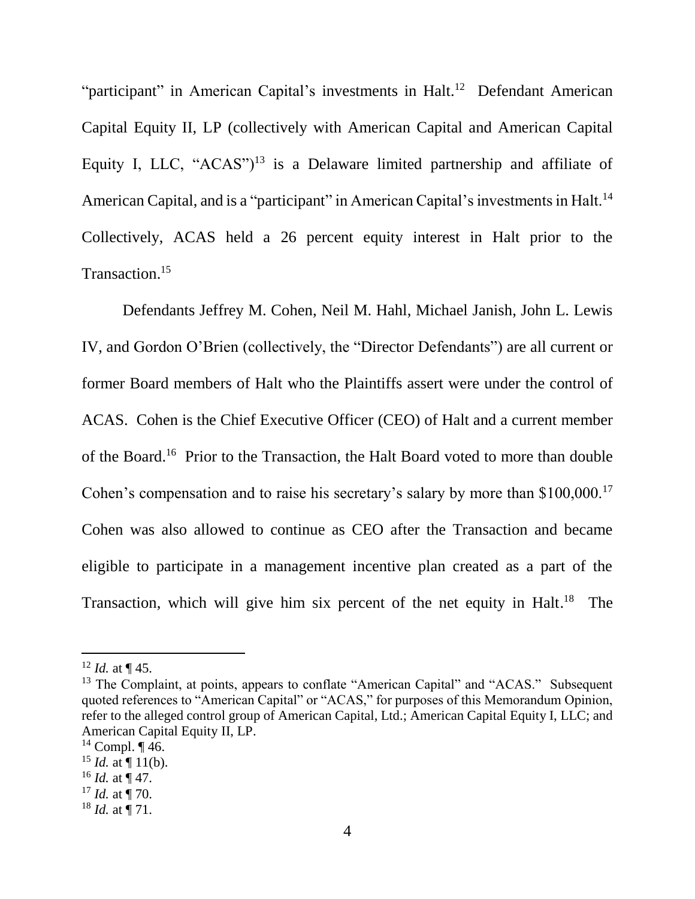"participant" in American Capital's investments in Halt.[12] Defendant American Capital Equity II, LP (collectively with American Capital and American Capital Equity I, LLC, "ACAS")[13] is a Delaware limited partnership and affiliate of American Capital, and is a "participant" in American Capital's investments in Halt.[14] Collectively, ACAS held a 26 percent equity interest in Halt prior to the Transaction.[15]

Defendants Jeffrey M. Cohen, Neil M. Hahl, Michael Janish, John L. Lewis IV, and Gordon O'Brien (collectively, the "Director Defendants") are all current or former Board members of Halt who the Plaintiffs assert were under the control of ACAS. Cohen is the Chief Executive Officer (CEO) of Halt and a current member of the Board.[16] Prior to the Transaction, the Halt Board voted to more than double Cohen's compensation and to raise his secretary's salary by more than $100,000.[17] Cohen was also allowed to continue as CEO after the Transaction and became eligible to participate in a management incentive plan created as a part of the Transaction, which will give him six percent of the net equity in Halt.[18] The

---

[12] *Id.* at ¶ 45.

[13] The Complaint, at points, appears to conflate "American Capital" and "ACAS." Subsequent quoted references to "American Capital" or "ACAS," for purposes of this Memorandum Opinion, refer to the alleged control group of American Capital, Ltd.; American Capital Equity I, LLC; and American Capital Equity II, LP.

[14] Compl. ¶ 46.

[15] *Id.* at ¶ 11(b).

[16] *Id.* at ¶ 47.

[17] *Id.* at ¶ 70.

[18] *Id.* at ¶ 71.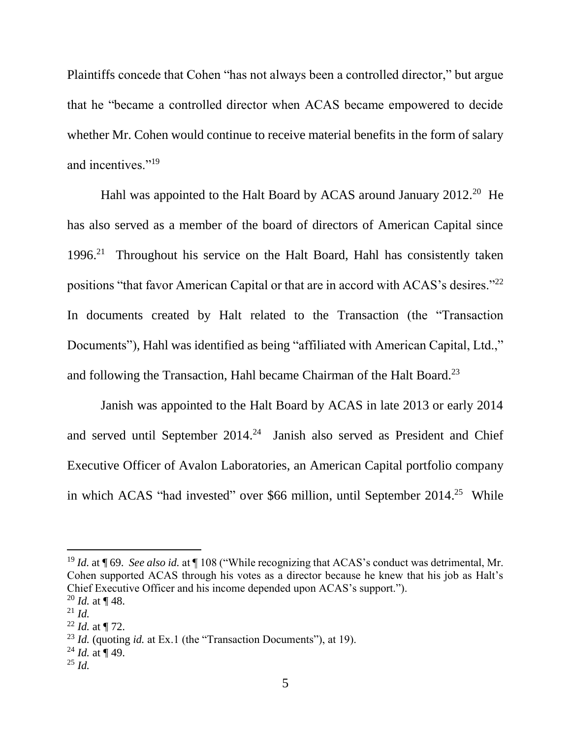Plaintiffs concede that Cohen "has not always been a controlled director," but argue that he "became a controlled director when ACAS became empowered to decide whether Mr. Cohen would continue to receive material benefits in the form of salary and incentives."[19]

Hahl was appointed to the Halt Board by ACAS around January 2012.[20] He has also served as a member of the board of directors of American Capital since 1996.[21] Throughout his service on the Halt Board, Hahl has consistently taken positions "that favor American Capital or that are in accord with ACAS's desires."[22] In documents created by Halt related to the Transaction (the "Transaction Documents"), Hahl was identified as being "affiliated with American Capital, Ltd.," and following the Transaction, Hahl became Chairman of the Halt Board.[23]

Janish was appointed to the Halt Board by ACAS in late 2013 or early 2014 and served until September 2014.[24] Janish also served as President and Chief Executive Officer of Avalon Laboratories, an American Capital portfolio company in which ACAS "had invested" over \$66 million, until September 2014.[25] While

---

[19] *Id.* at ¶ 69. *See also id.* at ¶ 108 ("While recognizing that ACAS's conduct was detrimental, Mr. Cohen supported ACAS through his votes as a director because he knew that his job as Halt's Chief Executive Officer and his income depended upon ACAS's support.").

[20] *Id.* at ¶ 48.

[21] *Id.*

[22] *Id.* at ¶ 72.

[23] *Id.* (quoting *id.* at Ex.1 (the "Transaction Documents"), at 19).

[24] *Id.* at ¶ 49.

[25] *Id.*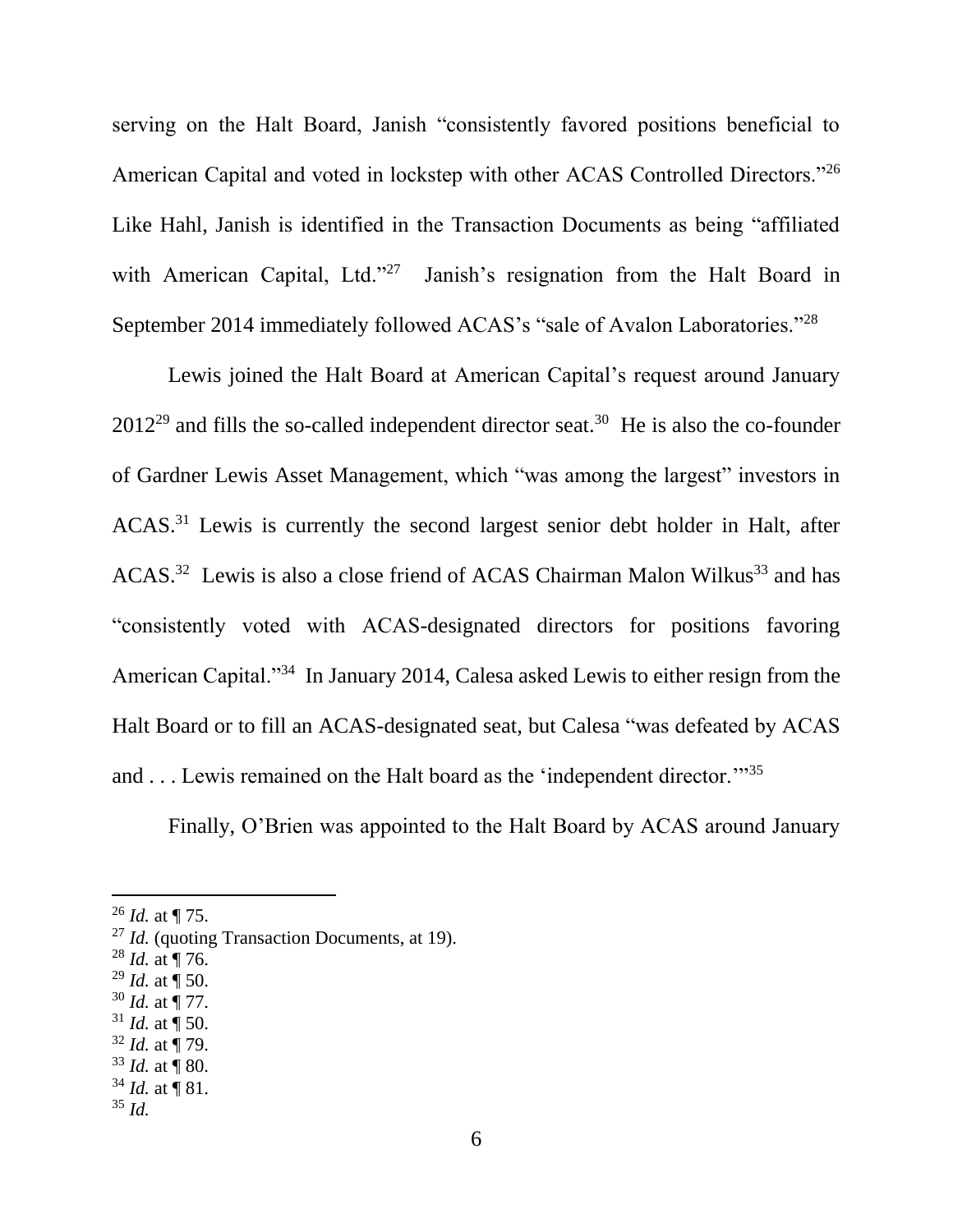serving on the Halt Board, Janish "consistently favored positions beneficial to American Capital and voted in lockstep with other ACAS Controlled Directors."[26] Like Hahl, Janish is identified in the Transaction Documents as being "affiliated with American Capital, Ltd."[27] Janish's resignation from the Halt Board in September 2014 immediately followed ACAS's "sale of Avalon Laboratories."[28]

Lewis joined the Halt Board at American Capital's request around January 2012[29] and fills the so-called independent director seat.[30] He is also the co-founder of Gardner Lewis Asset Management, which "was among the largest" investors in ACAS.[31] Lewis is currently the second largest senior debt holder in Halt, after ACAS.[32] Lewis is also a close friend of ACAS Chairman Malon Wilkus[33] and has "consistently voted with ACAS-designated directors for positions favoring American Capital."[34] In January 2014, Calesa asked Lewis to either resign from the Halt Board or to fill an ACAS-designated seat, but Calesa "was defeated by ACAS and . . . Lewis remained on the Halt board as the 'independent director.'"[35]

Finally, O'Brien was appointed to the Halt Board by ACAS around January

---

[26] *Id.* at ¶ 75.

[27] *Id.* (quoting Transaction Documents, at 19).

[28] *Id.* at ¶ 76.

[29] *Id.* at ¶ 50.

[30] *Id.* at ¶ 77.

[31] *Id.* at ¶ 50.

[32] *Id.* at ¶ 79.

[33] *Id.* at ¶ 80.

[34] *Id.* at ¶ 81.

[35] *Id.*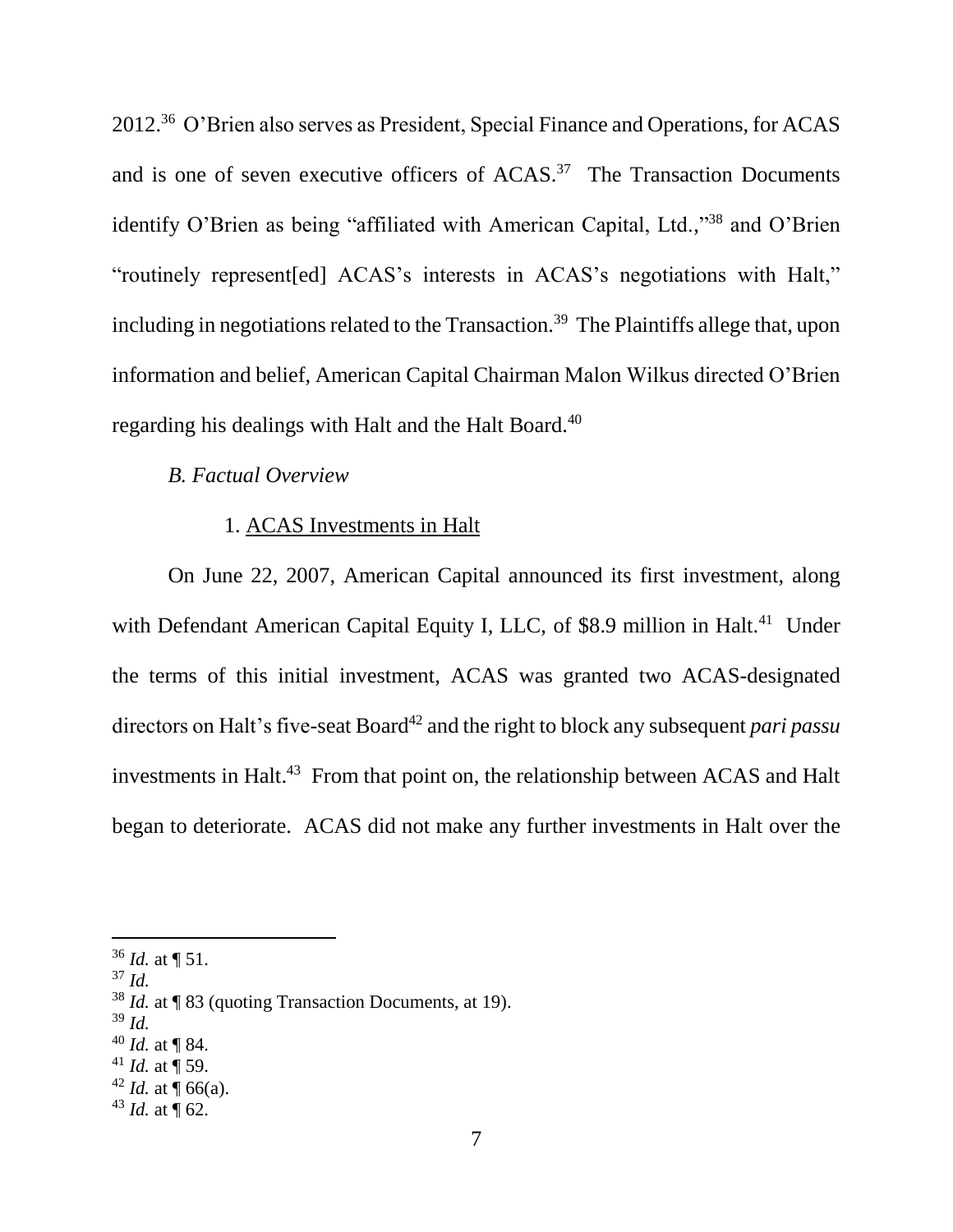2012.[36] O'Brien also serves as President, Special Finance and Operations, for ACAS and is one of seven executive officers of ACAS.[37] The Transaction Documents identify O'Brien as being "affiliated with American Capital, Ltd.,"[38] and O'Brien "routinely represent[ed] ACAS's interests in ACAS's negotiations with Halt," including in negotiations related to the Transaction.[39] The Plaintiffs allege that, upon information and belief, American Capital Chairman Malon Wilkus directed O'Brien regarding his dealings with Halt and the Halt Board.[40]

*B. Factual Overview*

1. ACAS Investments in Halt

On June 22, 2007, American Capital announced its first investment, along with Defendant American Capital Equity I, LLC, of $8.9 million in Halt.[41] Under the terms of this initial investment, ACAS was granted two ACAS-designated directors on Halt's five-seat Board[42] and the right to block any subsequent *pari passu* investments in Halt.[43] From that point on, the relationship between ACAS and Halt began to deteriorate. ACAS did not make any further investments in Halt over the

---

[36] *Id.* at ¶ 51.

[37] *Id.*

[38] *Id.* at ¶ 83 (quoting Transaction Documents, at 19).

[39] *Id.*

[40] *Id.* at ¶ 84.

[41] *Id.* at ¶ 59.

[42] *Id.* at ¶ 66(a).

[43] *Id.* at ¶ 62.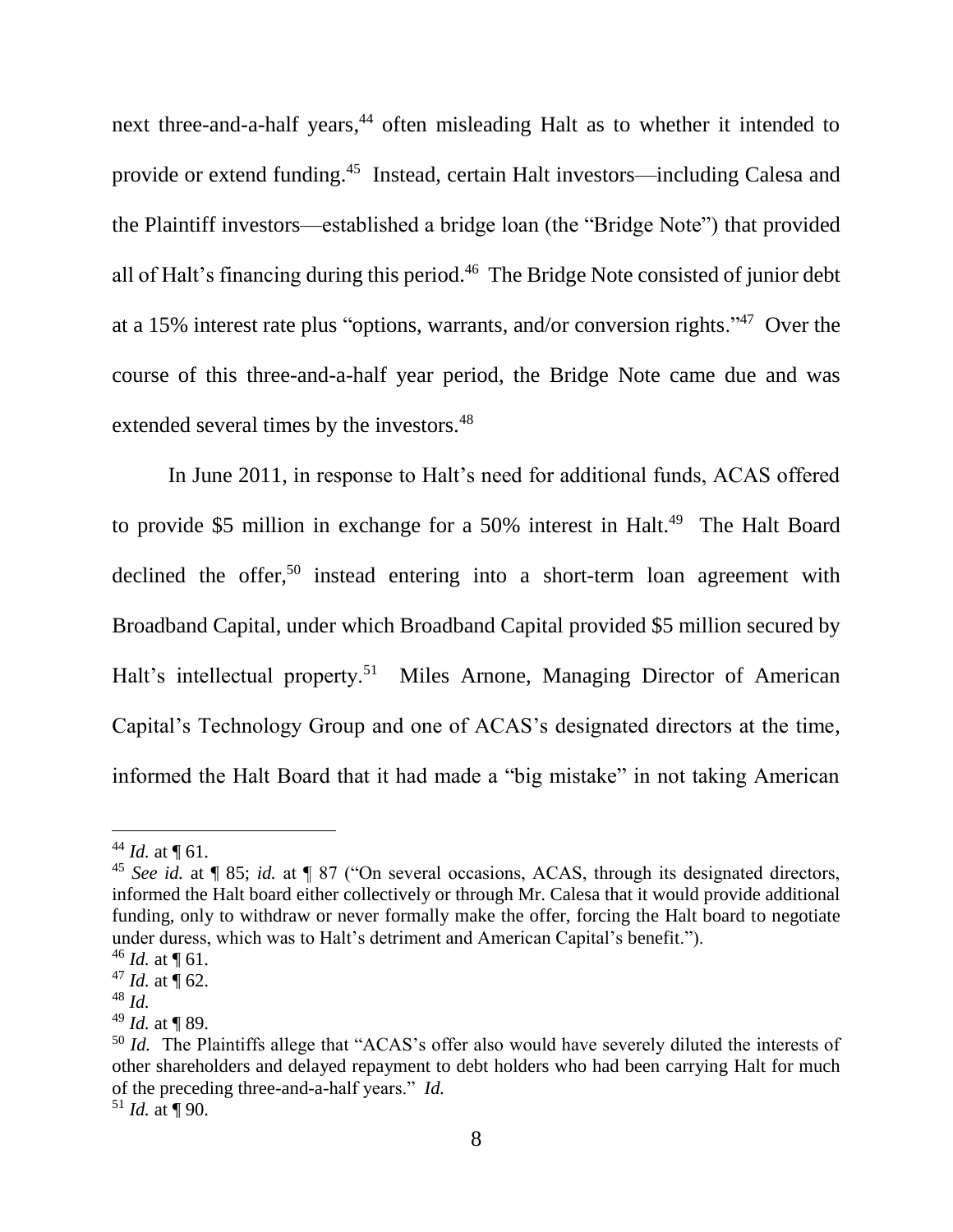next three-and-a-half years,[44] often misleading Halt as to whether it intended to provide or extend funding.[45] Instead, certain Halt investors—including Calesa and the Plaintiff investors—established a bridge loan (the "Bridge Note") that provided all of Halt's financing during this period.[46] The Bridge Note consisted of junior debt at a 15% interest rate plus "options, warrants, and/or conversion rights."[47] Over the course of this three-and-a-half year period, the Bridge Note came due and was extended several times by the investors.[48]

In June 2011, in response to Halt's need for additional funds, ACAS offered to provide \$5 million in exchange for a 50% interest in Halt.[49] The Halt Board declined the offer,[50] instead entering into a short-term loan agreement with Broadband Capital, under which Broadband Capital provided \$5 million secured by Halt's intellectual property.[51] Miles Arnone, Managing Director of American Capital's Technology Group and one of ACAS's designated directors at the time, informed the Halt Board that it had made a "big mistake" in not taking American

---

[44] *Id.* at ¶ 61.

[45] *See id.* at ¶ 85; *id.* at ¶ 87 ("On several occasions, ACAS, through its designated directors, informed the Halt board either collectively or through Mr. Calesa that it would provide additional funding, only to withdraw or never formally make the offer, forcing the Halt board to negotiate under duress, which was to Halt's detriment and American Capital's benefit.").

[46] *Id.* at ¶ 61.

[47] *Id.* at ¶ 62.

[48] *Id.*

[49] *Id.* at ¶ 89.

[50] *Id.* The Plaintiffs allege that "ACAS's offer also would have severely diluted the interests of other shareholders and delayed repayment to debt holders who had been carrying Halt for much of the preceding three-and-a-half years." *Id.*

[51] *Id.* at ¶ 90.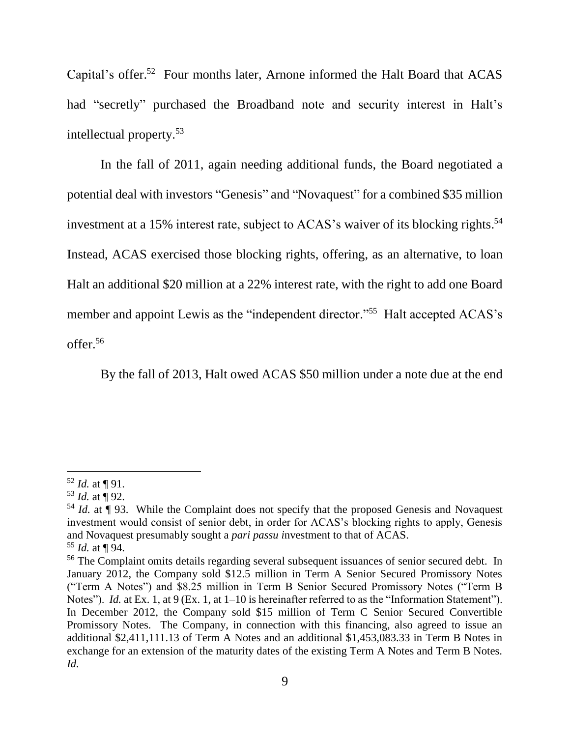Capital's offer.[52] Four months later, Arnone informed the Halt Board that ACAS had "secretly" purchased the Broadband note and security interest in Halt's intellectual property.[53]

In the fall of 2011, again needing additional funds, the Board negotiated a potential deal with investors "Genesis" and "Novaquest" for a combined $35 million investment at a 15% interest rate, subject to ACAS's waiver of its blocking rights.[54] Instead, ACAS exercised those blocking rights, offering, as an alternative, to loan Halt an additional $20 million at a 22% interest rate, with the right to add one Board member and appoint Lewis as the "independent director."[55] Halt accepted ACAS's offer.[56]

By the fall of 2013, Halt owed ACAS $50 million under a note due at the end

---

[52] *Id.* at ¶ 91.

[53] *Id.* at ¶ 92.

[54] *Id.* at ¶ 93. While the Complaint does not specify that the proposed Genesis and Novaquest investment would consist of senior debt, in order for ACAS's blocking rights to apply, Genesis and Novaquest presumably sought a *pari passu i*nvestment to that of ACAS.

[55] *Id.* at ¶ 94.

[56] The Complaint omits details regarding several subsequent issuances of senior secured debt. In January 2012, the Company sold $12.5 million in Term A Senior Secured Promissory Notes ("Term A Notes") and $8.25 million in Term B Senior Secured Promissory Notes ("Term B Notes"). *Id.* at Ex. 1, at 9 (Ex. 1, at 1–10 is hereinafter referred to as the "Information Statement"). In December 2012, the Company sold $15 million of Term C Senior Secured Convertible Promissory Notes. The Company, in connection with this financing, also agreed to issue an additional $2,411,111.13 of Term A Notes and an additional $1,453,083.33 in Term B Notes in exchange for an extension of the maturity dates of the existing Term A Notes and Term B Notes. *Id.*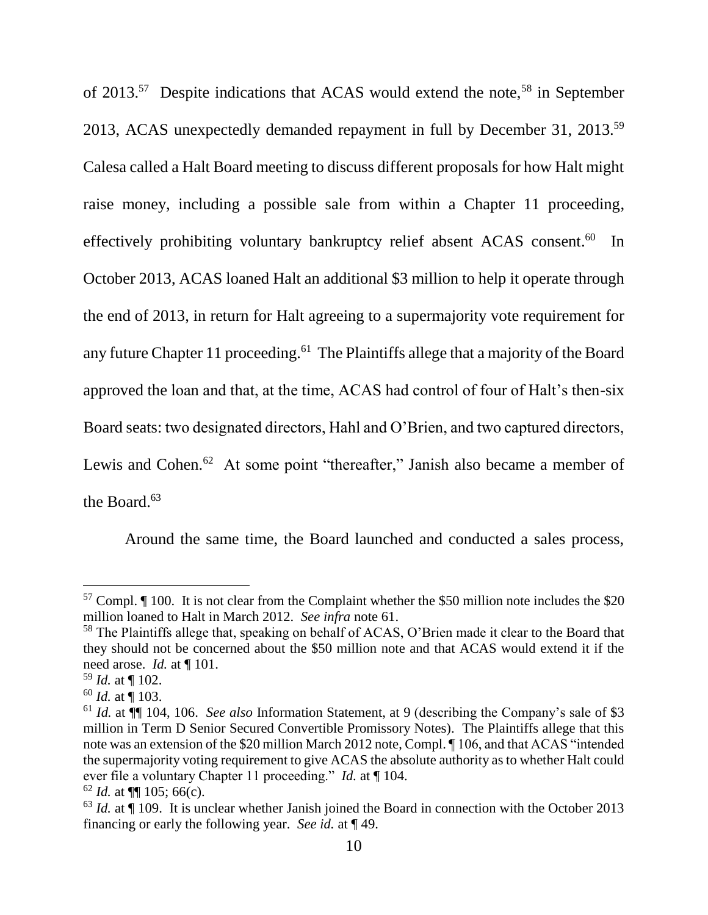of 2013.[57] Despite indications that ACAS would extend the note,[58] in September 2013, ACAS unexpectedly demanded repayment in full by December 31, 2013.[59] Calesa called a Halt Board meeting to discuss different proposals for how Halt might raise money, including a possible sale from within a Chapter 11 proceeding, effectively prohibiting voluntary bankruptcy relief absent ACAS consent.[60] In October 2013, ACAS loaned Halt an additional $3 million to help it operate through the end of 2013, in return for Halt agreeing to a supermajority vote requirement for any future Chapter 11 proceeding.[61] The Plaintiffs allege that a majority of the Board approved the loan and that, at the time, ACAS had control of four of Halt's then-six Board seats: two designated directors, Hahl and O'Brien, and two captured directors, Lewis and Cohen.[62] At some point "thereafter," Janish also became a member of the Board.[63]

Around the same time, the Board launched and conducted a sales process,

---

[57] Compl. ¶ 100. It is not clear from the Complaint whether the $50 million note includes the $20 million loaned to Halt in March 2012. *See infra* note 61.

[58] The Plaintiffs allege that, speaking on behalf of ACAS, O'Brien made it clear to the Board that they should not be concerned about the $50 million note and that ACAS would extend it if the need arose. *Id.* at ¶ 101.

[59] *Id.* at ¶ 102.

[60] *Id.* at ¶ 103.

[61] *Id.* at ¶¶ 104, 106. *See also* Information Statement, at 9 (describing the Company's sale of $3 million in Term D Senior Secured Convertible Promissory Notes). The Plaintiffs allege that this note was an extension of the $20 million March 2012 note, Compl. ¶ 106, and that ACAS "intended the supermajority voting requirement to give ACAS the absolute authority as to whether Halt could ever file a voluntary Chapter 11 proceeding." *Id.* at ¶ 104.

[62] *Id.* at ¶¶ 105; 66(c).

[63] *Id.* at ¶ 109. It is unclear whether Janish joined the Board in connection with the October 2013 financing or early the following year. *See id.* at ¶ 49.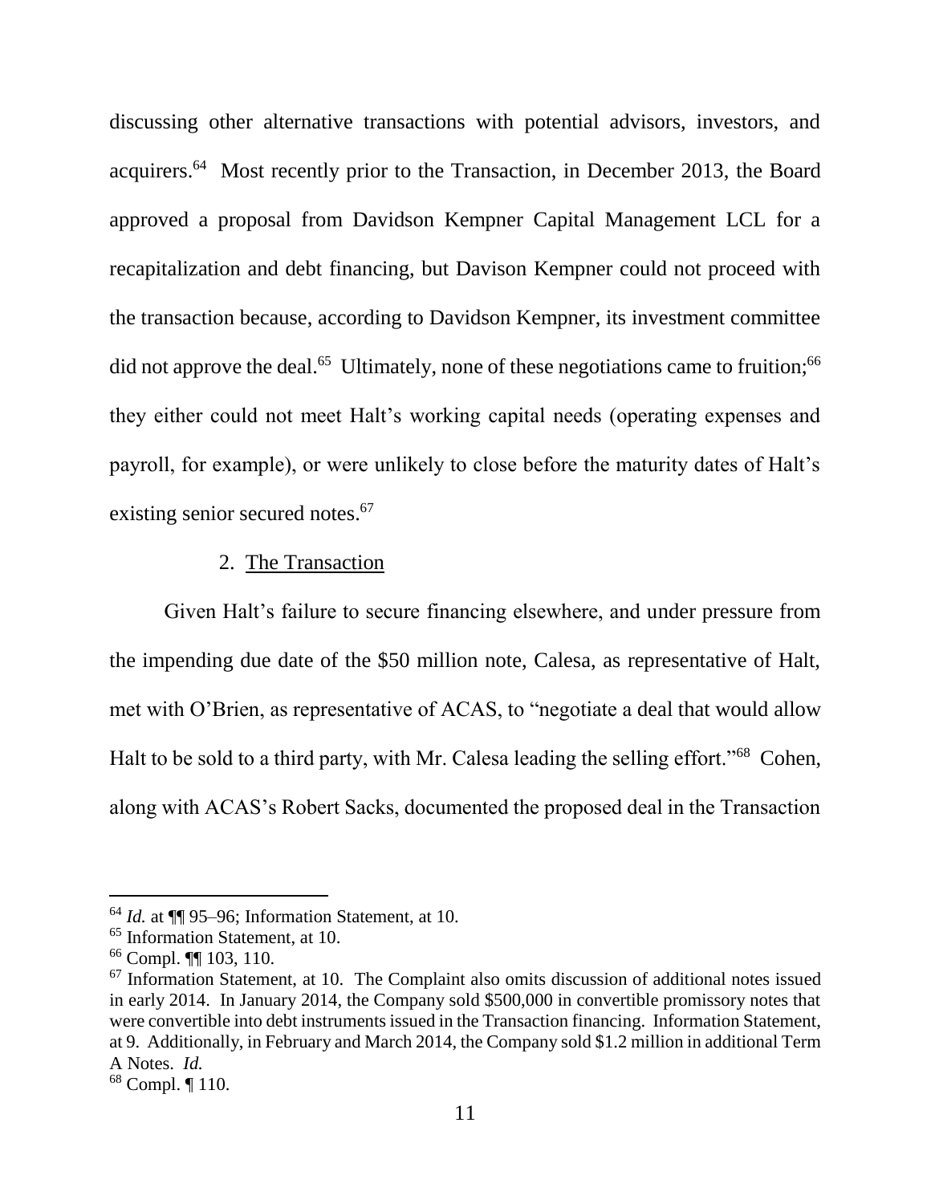discussing other alternative transactions with potential advisors, investors, and acquirers.[64] Most recently prior to the Transaction, in December 2013, the Board approved a proposal from Davidson Kempner Capital Management LCL for a recapitalization and debt financing, but Davison Kempner could not proceed with the transaction because, according to Davidson Kempner, its investment committee did not approve the deal.[65] Ultimately, none of these negotiations came to fruition;[66] they either could not meet Halt's working capital needs (operating expenses and payroll, for example), or were unlikely to close before the maturity dates of Halt's existing senior secured notes.[67]

2. The Transaction

Given Halt's failure to secure financing elsewhere, and under pressure from the impending due date of the $50 million note, Calesa, as representative of Halt, met with O'Brien, as representative of ACAS, to "negotiate a deal that would allow Halt to be sold to a third party, with Mr. Calesa leading the selling effort."[68] Cohen, along with ACAS's Robert Sacks, documented the proposed deal in the Transaction

---

[64] *Id.* at ¶¶ 95–96; Information Statement, at 10.

[65] Information Statement, at 10.

[66] Compl. ¶¶ 103, 110.

[67] Information Statement, at 10. The Complaint also omits discussion of additional notes issued in early 2014. In January 2014, the Company sold $500,000 in convertible promissory notes that were convertible into debt instruments issued in the Transaction financing. Information Statement, at 9. Additionally, in February and March 2014, the Company sold $1.2 million in additional Term A Notes. *Id.*

[68] Compl. ¶ 110.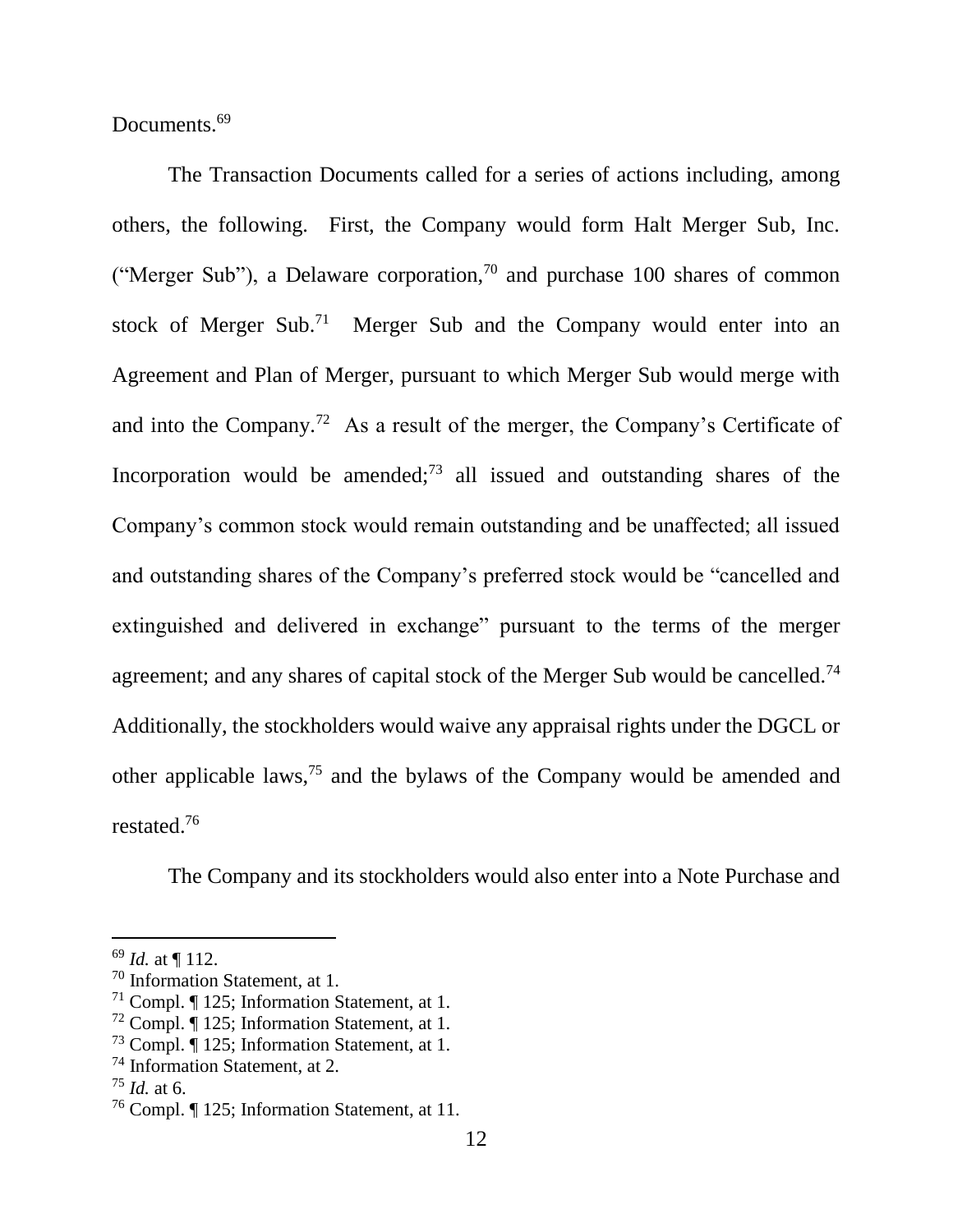Documents.[69]

The Transaction Documents called for a series of actions including, among others, the following. First, the Company would form Halt Merger Sub, Inc. ("Merger Sub"), a Delaware corporation,[70] and purchase 100 shares of common stock of Merger Sub.[71] Merger Sub and the Company would enter into an Agreement and Plan of Merger, pursuant to which Merger Sub would merge with and into the Company.[72] As a result of the merger, the Company's Certificate of Incorporation would be amended;[73] all issued and outstanding shares of the Company's common stock would remain outstanding and be unaffected; all issued and outstanding shares of the Company's preferred stock would be "cancelled and extinguished and delivered in exchange" pursuant to the terms of the merger agreement; and any shares of capital stock of the Merger Sub would be cancelled.[74] Additionally, the stockholders would waive any appraisal rights under the DGCL or other applicable laws,[75] and the bylaws of the Company would be amended and restated.[76]

The Company and its stockholders would also enter into a Note Purchase and

---

[69] *Id.* at ¶ 112.

[70] Information Statement, at 1.

[71] Compl. ¶ 125; Information Statement, at 1.

[72] Compl. ¶ 125; Information Statement, at 1.

[73] Compl. ¶ 125; Information Statement, at 1.

[74] Information Statement, at 2.

[75] *Id.* at 6.

[76] Compl. ¶ 125; Information Statement, at 11.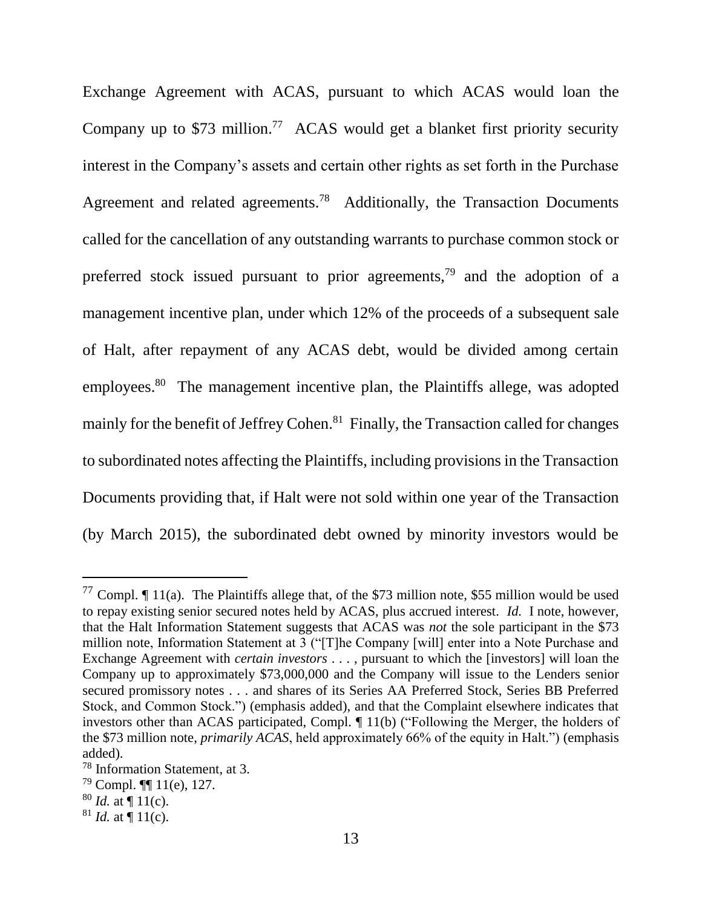Exchange Agreement with ACAS, pursuant to which ACAS would loan the Company up to $73 million.[77] ACAS would get a blanket first priority security interest in the Company's assets and certain other rights as set forth in the Purchase Agreement and related agreements.[78] Additionally, the Transaction Documents called for the cancellation of any outstanding warrants to purchase common stock or preferred stock issued pursuant to prior agreements,[79] and the adoption of a management incentive plan, under which 12% of the proceeds of a subsequent sale of Halt, after repayment of any ACAS debt, would be divided among certain employees.[80] The management incentive plan, the Plaintiffs allege, was adopted mainly for the benefit of Jeffrey Cohen.[81] Finally, the Transaction called for changes to subordinated notes affecting the Plaintiffs, including provisions in the Transaction Documents providing that, if Halt were not sold within one year of the Transaction (by March 2015), the subordinated debt owned by minority investors would be

---

[77] Compl. ¶ 11(a). The Plaintiffs allege that, of the $73 million note, $55 million would be used to repay existing senior secured notes held by ACAS, plus accrued interest. *Id.* I note, however, that the Halt Information Statement suggests that ACAS was *not* the sole participant in the $73 million note, Information Statement at 3 ("[T]he Company [will] enter into a Note Purchase and Exchange Agreement with *certain investors* . . . , pursuant to which the [investors] will loan the Company up to approximately $73,000,000 and the Company will issue to the Lenders senior secured promissory notes . . . and shares of its Series AA Preferred Stock, Series BB Preferred Stock, and Common Stock.") (emphasis added), and that the Complaint elsewhere indicates that investors other than ACAS participated, Compl. ¶ 11(b) ("Following the Merger, the holders of the $73 million note, *primarily ACAS*, held approximately 66% of the equity in Halt.") (emphasis added).

[78] Information Statement, at 3.

[79] Compl. ¶¶ 11(e), 127.

[80] *Id.* at ¶ 11(c).

[81] *Id.* at ¶ 11(c).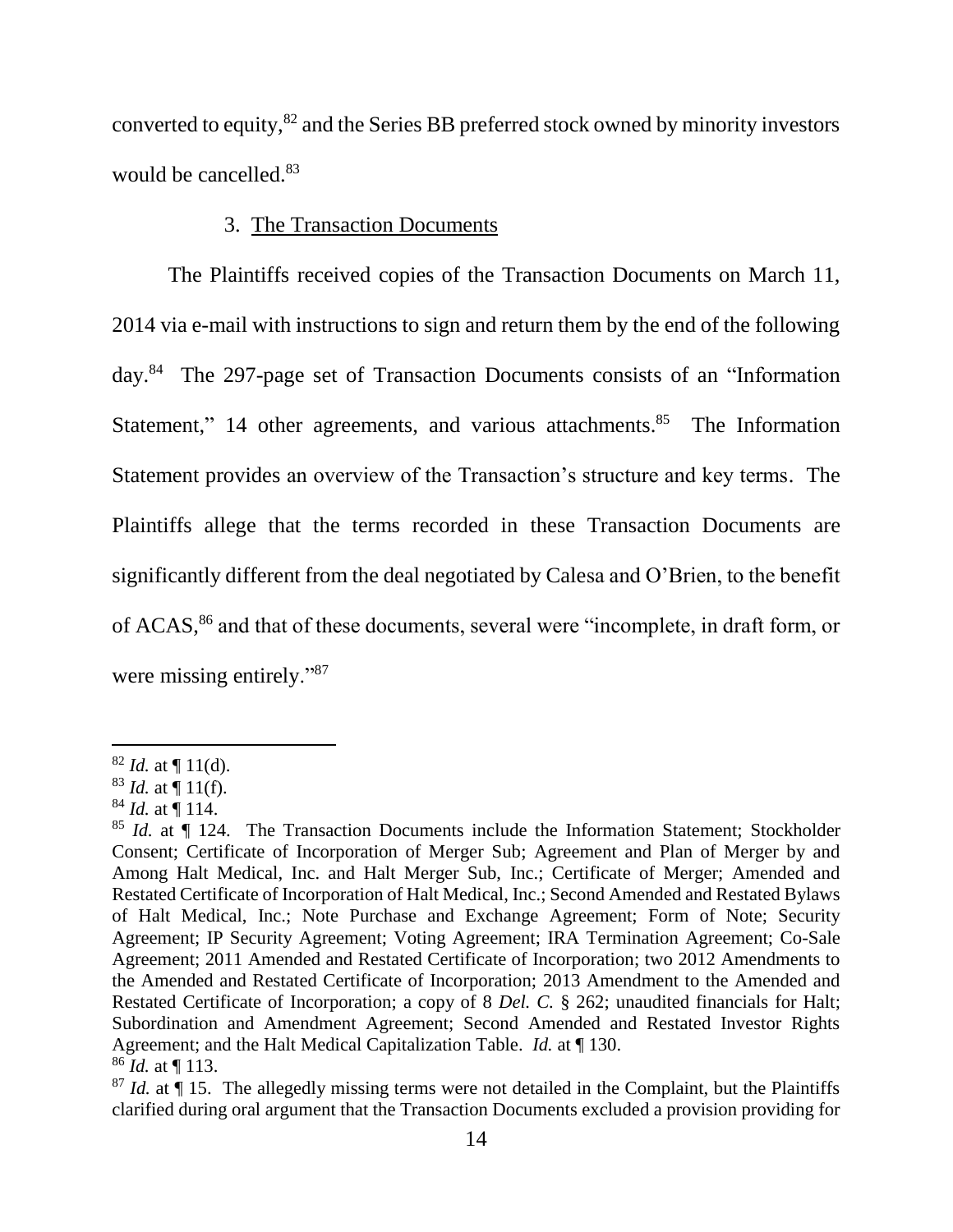converted to equity,[82] and the Series BB preferred stock owned by minority investors would be cancelled.[83]

### 3. The Transaction Documents

The Plaintiffs received copies of the Transaction Documents on March 11, 2014 via e-mail with instructions to sign and return them by the end of the following day.[84] The 297-page set of Transaction Documents consists of an "Information Statement," 14 other agreements, and various attachments.[85] The Information Statement provides an overview of the Transaction's structure and key terms. The Plaintiffs allege that the terms recorded in these Transaction Documents are significantly different from the deal negotiated by Calesa and O'Brien, to the benefit of ACAS,[86] and that of these documents, several were "incomplete, in draft form, or were missing entirely."[87]

---

[82] *Id.* at ¶ 11(d).

[83] *Id.* at ¶ 11(f).

[84] *Id.* at ¶ 114.

[85] *Id.* at ¶ 124. The Transaction Documents include the Information Statement; Stockholder Consent; Certificate of Incorporation of Merger Sub; Agreement and Plan of Merger by and Among Halt Medical, Inc. and Halt Merger Sub, Inc.; Certificate of Merger; Amended and Restated Certificate of Incorporation of Halt Medical, Inc.; Second Amended and Restated Bylaws of Halt Medical, Inc.; Note Purchase and Exchange Agreement; Form of Note; Security Agreement; IP Security Agreement; Voting Agreement; IRA Termination Agreement; Co-Sale Agreement; 2011 Amended and Restated Certificate of Incorporation; two 2012 Amendments to the Amended and Restated Certificate of Incorporation; 2013 Amendment to the Amended and Restated Certificate of Incorporation; a copy of 8 *Del. C.* § 262; unaudited financials for Halt; Subordination and Amendment Agreement; Second Amended and Restated Investor Rights Agreement; and the Halt Medical Capitalization Table. *Id.* at ¶ 130.

[86] *Id.* at ¶ 113.

[87] *Id.* at ¶ 15. The allegedly missing terms were not detailed in the Complaint, but the Plaintiffs clarified during oral argument that the Transaction Documents excluded a provision providing for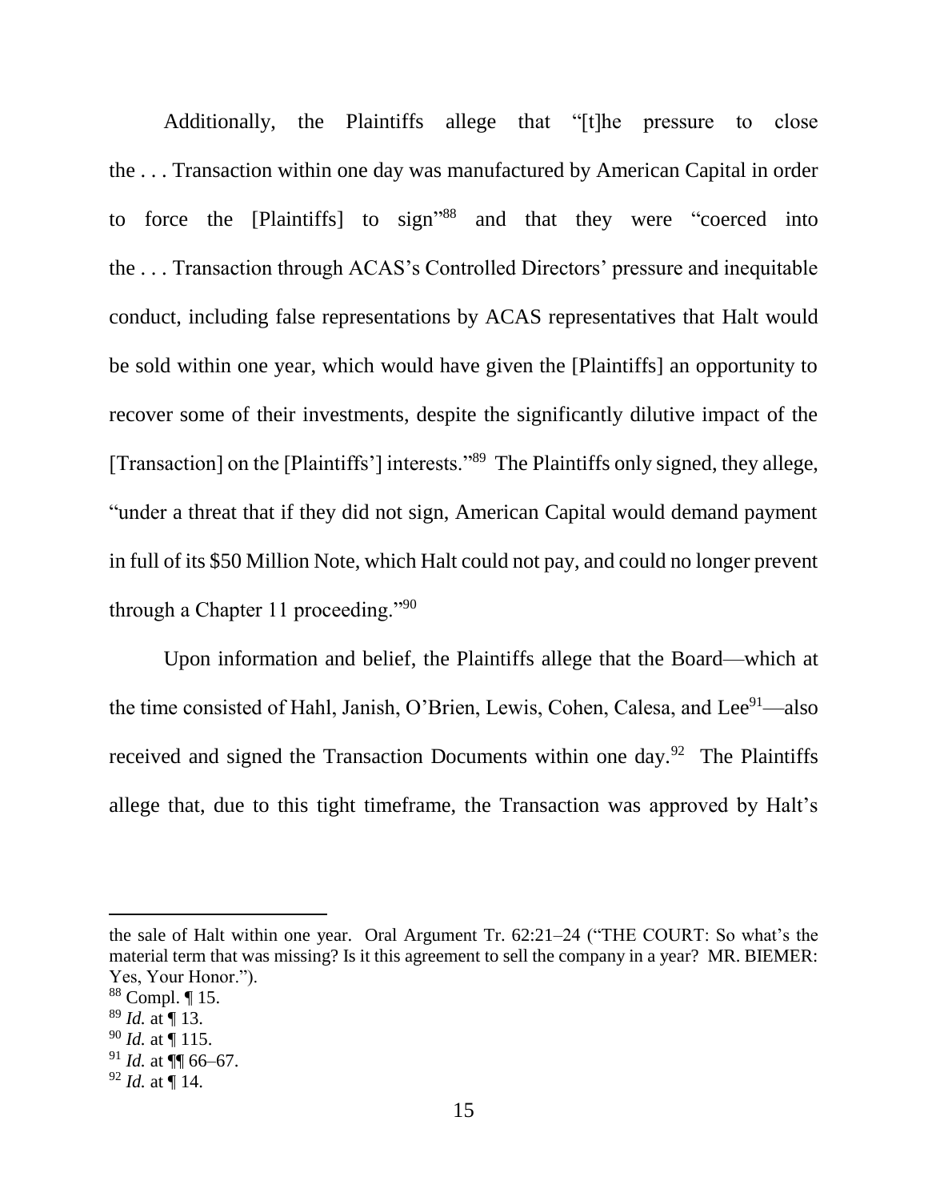Additionally, the Plaintiffs allege that "[t]he pressure to close the . . . Transaction within one day was manufactured by American Capital in order to force the [Plaintiffs] to sign"[88] and that they were "coerced into the . . . Transaction through ACAS's Controlled Directors' pressure and inequitable conduct, including false representations by ACAS representatives that Halt would be sold within one year, which would have given the [Plaintiffs] an opportunity to recover some of their investments, despite the significantly dilutive impact of the [Transaction] on the [Plaintiffs'] interests."[89] The Plaintiffs only signed, they allege, "under a threat that if they did not sign, American Capital would demand payment in full of its $50 Million Note, which Halt could not pay, and could no longer prevent through a Chapter 11 proceeding."[90]

Upon information and belief, the Plaintiffs allege that the Board—which at the time consisted of Hahl, Janish, O'Brien, Lewis, Cohen, Calesa, and Lee[91]—also received and signed the Transaction Documents within one day.[92] The Plaintiffs allege that, due to this tight timeframe, the Transaction was approved by Halt's

---

the sale of Halt within one year. Oral Argument Tr. 62:21–24 ("THE COURT: So what's the material term that was missing? Is it this agreement to sell the company in a year? MR. BIEMER: Yes, Your Honor.").

[88] Compl. ¶ 15.

[89] *Id.* at ¶ 13.

[90] *Id.* at ¶ 115.

[91] *Id.* at ¶¶ 66–67.

[92] *Id.* at ¶ 14.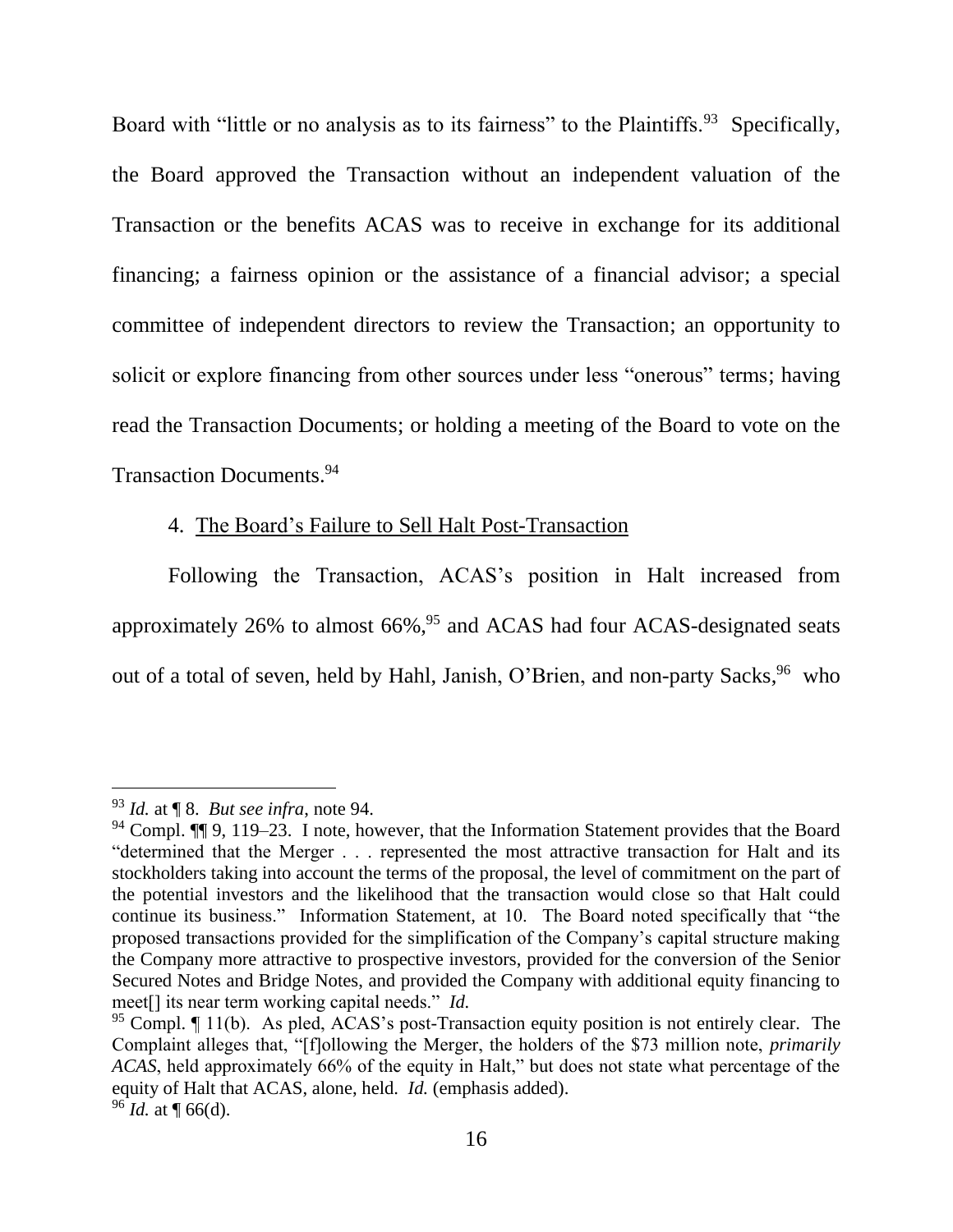Board with "little or no analysis as to its fairness" to the Plaintiffs.[93] Specifically, the Board approved the Transaction without an independent valuation of the Transaction or the benefits ACAS was to receive in exchange for its additional financing; a fairness opinion or the assistance of a financial advisor; a special committee of independent directors to review the Transaction; an opportunity to solicit or explore financing from other sources under less "onerous" terms; having read the Transaction Documents; or holding a meeting of the Board to vote on the Transaction Documents.[94]

4. The Board's Failure to Sell Halt Post-Transaction

Following the Transaction, ACAS's position in Halt increased from approximately 26% to almost 66%,[95] and ACAS had four ACAS-designated seats out of a total of seven, held by Hahl, Janish, O'Brien, and non-party Sacks,[96] who

---

[93] *Id.* at ¶ 8. *But see infra*, note 94.

[94] Compl. ¶¶ 9, 119–23. I note, however, that the Information Statement provides that the Board "determined that the Merger . . . represented the most attractive transaction for Halt and its stockholders taking into account the terms of the proposal, the level of commitment on the part of the potential investors and the likelihood that the transaction would close so that Halt could continue its business." Information Statement, at 10. The Board noted specifically that "the proposed transactions provided for the simplification of the Company's capital structure making the Company more attractive to prospective investors, provided for the conversion of the Senior Secured Notes and Bridge Notes, and provided the Company with additional equity financing to meet[] its near term working capital needs." *Id.*

[95] Compl. ¶ 11(b). As pled, ACAS's post-Transaction equity position is not entirely clear. The Complaint alleges that, "[f]ollowing the Merger, the holders of the $73 million note, *primarily ACAS*, held approximately 66% of the equity in Halt," but does not state what percentage of the equity of Halt that ACAS, alone, held. *Id.* (emphasis added).

[96] *Id.* at ¶ 66(d).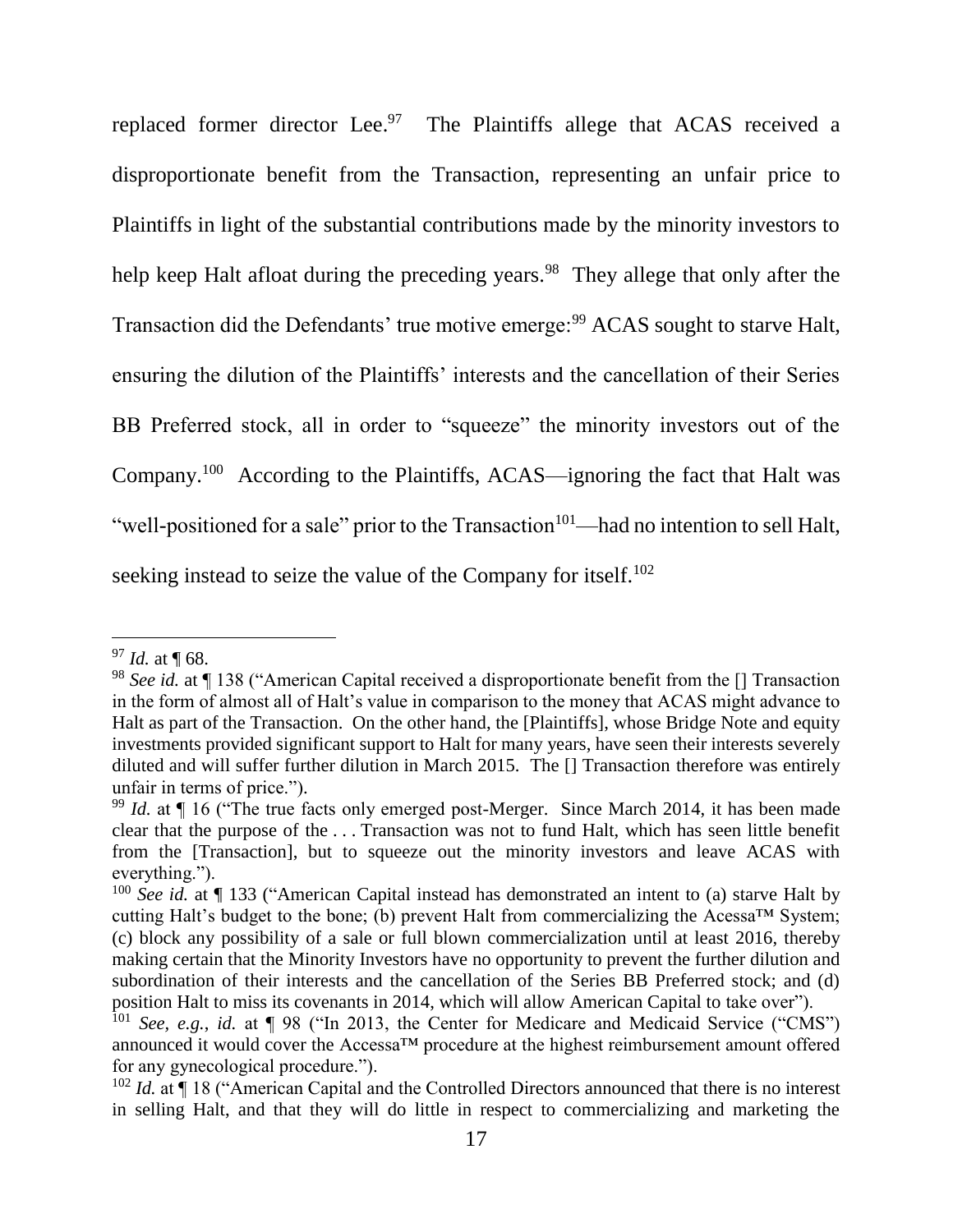replaced former director Lee.[97] The Plaintiffs allege that ACAS received a disproportionate benefit from the Transaction, representing an unfair price to Plaintiffs in light of the substantial contributions made by the minority investors to help keep Halt afloat during the preceding years.[98] They allege that only after the Transaction did the Defendants' true motive emerge:[99] ACAS sought to starve Halt, ensuring the dilution of the Plaintiffs' interests and the cancellation of their Series BB Preferred stock, all in order to "squeeze" the minority investors out of the Company.[100] According to the Plaintiffs, ACAS—ignoring the fact that Halt was "well-positioned for a sale" prior to the Transaction[101]—had no intention to sell Halt, seeking instead to seize the value of the Company for itself.[102]

---

[97] *Id.* at ¶ 68.

[98] *See id.* at ¶ 138 ("American Capital received a disproportionate benefit from the [] Transaction in the form of almost all of Halt's value in comparison to the money that ACAS might advance to Halt as part of the Transaction. On the other hand, the [Plaintiffs], whose Bridge Note and equity investments provided significant support to Halt for many years, have seen their interests severely diluted and will suffer further dilution in March 2015. The [] Transaction therefore was entirely unfair in terms of price.").

[99] *Id.* at ¶ 16 ("The true facts only emerged post-Merger. Since March 2014, it has been made clear that the purpose of the . . . Transaction was not to fund Halt, which has seen little benefit from the [Transaction], but to squeeze out the minority investors and leave ACAS with everything.").

[100] *See id.* at ¶ 133 ("American Capital instead has demonstrated an intent to (a) starve Halt by cutting Halt's budget to the bone; (b) prevent Halt from commercializing the Acessa™ System; (c) block any possibility of a sale or full blown commercialization until at least 2016, thereby making certain that the Minority Investors have no opportunity to prevent the further dilution and subordination of their interests and the cancellation of the Series BB Preferred stock; and (d) position Halt to miss its covenants in 2014, which will allow American Capital to take over").

[101] *See, e.g.*, *id.* at ¶ 98 ("In 2013, the Center for Medicare and Medicaid Service ("CMS") announced it would cover the Accessa™ procedure at the highest reimbursement amount offered for any gynecological procedure.").

[102] *Id.* at ¶ 18 ("American Capital and the Controlled Directors announced that there is no interest in selling Halt, and that they will do little in respect to commercializing and marketing the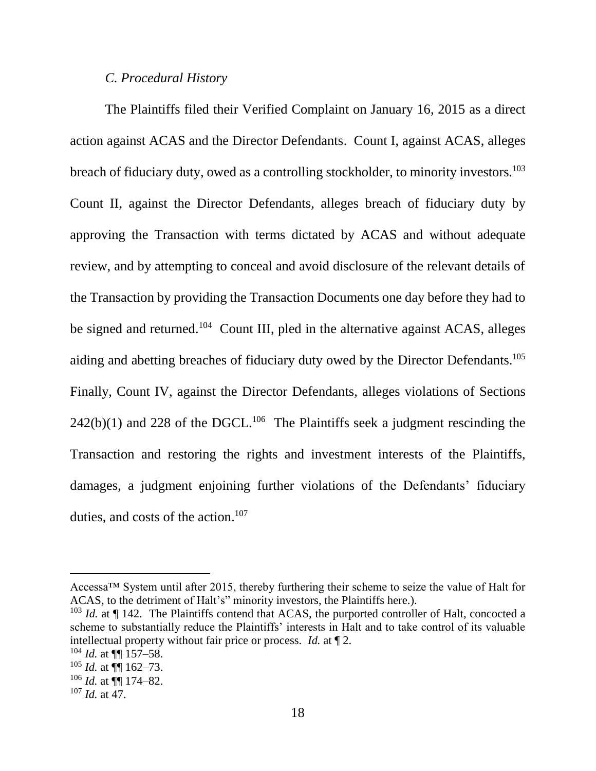### *C. Procedural History*

The Plaintiffs filed their Verified Complaint on January 16, 2015 as a direct action against ACAS and the Director Defendants. Count I, against ACAS, alleges breach of fiduciary duty, owed as a controlling stockholder, to minority investors.[103] Count II, against the Director Defendants, alleges breach of fiduciary duty by approving the Transaction with terms dictated by ACAS and without adequate review, and by attempting to conceal and avoid disclosure of the relevant details of the Transaction by providing the Transaction Documents one day before they had to be signed and returned.[104] Count III, pled in the alternative against ACAS, alleges aiding and abetting breaches of fiduciary duty owed by the Director Defendants.[105] Finally, Count IV, against the Director Defendants, alleges violations of Sections 242(b)(1) and 228 of the DGCL.[106] The Plaintiffs seek a judgment rescinding the Transaction and restoring the rights and investment interests of the Plaintiffs, damages, a judgment enjoining further violations of the Defendants' fiduciary duties, and costs of the action.[107]

---

Accessa™ System until after 2015, thereby furthering their scheme to seize the value of Halt for ACAS, to the detriment of Halt's" minority investors, the Plaintiffs here.).

[103] *Id.* at ¶ 142. The Plaintiffs contend that ACAS, the purported controller of Halt, concocted a scheme to substantially reduce the Plaintiffs' interests in Halt and to take control of its valuable intellectual property without fair price or process. *Id.* at ¶ 2.

[104] *Id.* at ¶¶ 157–58.

[105] *Id.* at ¶¶ 162–73.

[106] *Id.* at ¶¶ 174–82.

[107] *Id.* at 47.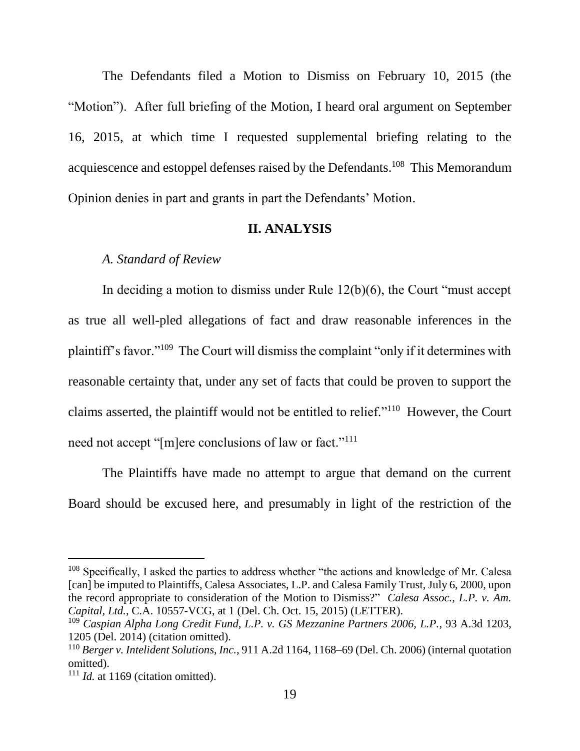The Defendants filed a Motion to Dismiss on February 10, 2015 (the "Motion"). After full briefing of the Motion, I heard oral argument on September 16, 2015, at which time I requested supplemental briefing relating to the acquiescence and estoppel defenses raised by the Defendants.[108] This Memorandum Opinion denies in part and grants in part the Defendants' Motion.

## II. ANALYSIS

### *A. Standard of Review*

In deciding a motion to dismiss under Rule 12(b)(6), the Court "must accept as true all well-pled allegations of fact and draw reasonable inferences in the plaintiff's favor."[109] The Court will dismiss the complaint "only if it determines with reasonable certainty that, under any set of facts that could be proven to support the claims asserted, the plaintiff would not be entitled to relief."[110] However, the Court need not accept "[m]ere conclusions of law or fact."[111]

The Plaintiffs have made no attempt to argue that demand on the current Board should be excused here, and presumably in light of the restriction of the

---

[108] Specifically, I asked the parties to address whether "the actions and knowledge of Mr. Calesa [can] be imputed to Plaintiffs, Calesa Associates, L.P. and Calesa Family Trust, July 6, 2000, upon the record appropriate to consideration of the Motion to Dismiss?" *Calesa Assoc., L.P. v. Am. Capital, Ltd.*, C.A. 10557-VCG, at 1 (Del. Ch. Oct. 15, 2015) (LETTER).

[109] *Caspian Alpha Long Credit Fund, L.P. v. GS Mezzanine Partners 2006, L.P.*, 93 A.3d 1203, 1205 (Del. 2014) (citation omitted).

[110] *Berger v. Intelident Solutions, Inc.*, 911 A.2d 1164, 1168–69 (Del. Ch. 2006) (internal quotation omitted).

[111] *Id.* at 1169 (citation omitted).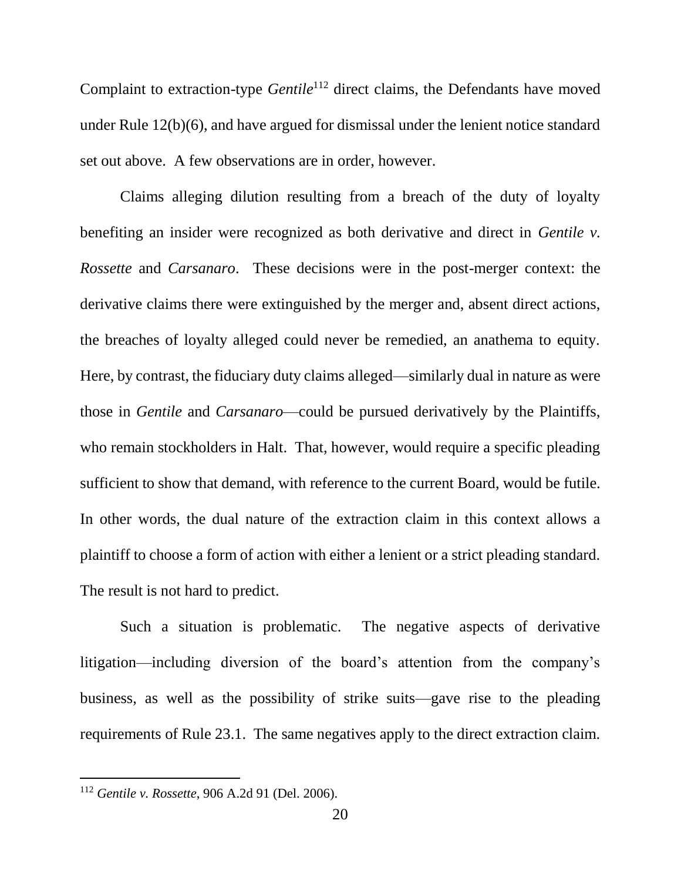Complaint to extraction-type *Gentile*[112] direct claims, the Defendants have moved under Rule 12(b)(6), and have argued for dismissal under the lenient notice standard set out above. A few observations are in order, however.

Claims alleging dilution resulting from a breach of the duty of loyalty benefiting an insider were recognized as both derivative and direct in *Gentile v. Rossette* and *Carsanaro*. These decisions were in the post-merger context: the derivative claims there were extinguished by the merger and, absent direct actions, the breaches of loyalty alleged could never be remedied, an anathema to equity. Here, by contrast, the fiduciary duty claims alleged—similarly dual in nature as were those in *Gentile* and *Carsanaro*—could be pursued derivatively by the Plaintiffs, who remain stockholders in Halt. That, however, would require a specific pleading sufficient to show that demand, with reference to the current Board, would be futile. In other words, the dual nature of the extraction claim in this context allows a plaintiff to choose a form of action with either a lenient or a strict pleading standard. The result is not hard to predict.

Such a situation is problematic. The negative aspects of derivative litigation—including diversion of the board's attention from the company's business, as well as the possibility of strike suits—gave rise to the pleading requirements of Rule 23.1. The same negatives apply to the direct extraction claim.

---

[112] *Gentile v. Rossette*, 906 A.2d 91 (Del. 2006).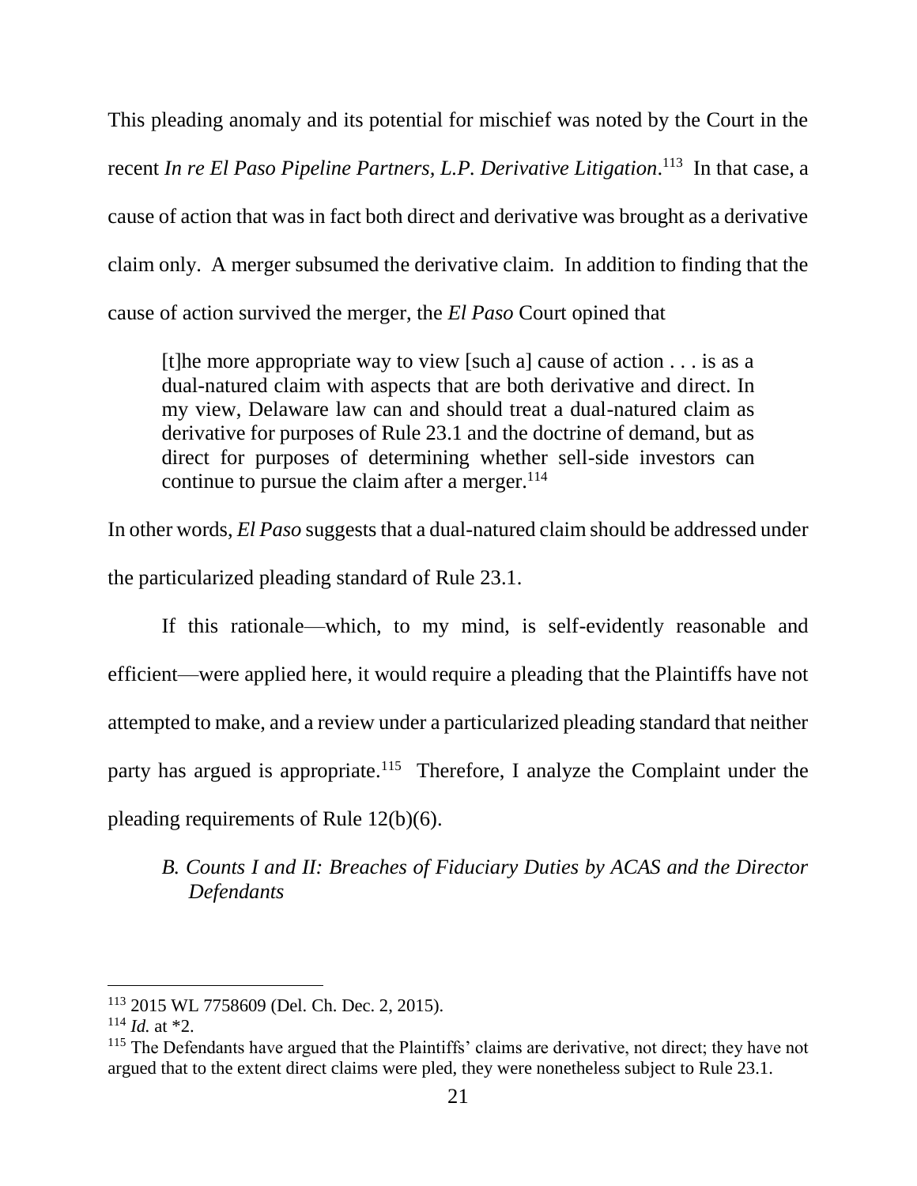This pleading anomaly and its potential for mischief was noted by the Court in the recent *In re El Paso Pipeline Partners, L.P. Derivative Litigation*.[113] In that case, a cause of action that was in fact both direct and derivative was brought as a derivative claim only. A merger subsumed the derivative claim. In addition to finding that the cause of action survived the merger, the *El Paso* Court opined that

> [t]he more appropriate way to view [such a] cause of action . . . is as a dual-natured claim with aspects that are both derivative and direct. In my view, Delaware law can and should treat a dual-natured claim as derivative for purposes of Rule 23.1 and the doctrine of demand, but as direct for purposes of determining whether sell-side investors can continue to pursue the claim after a merger.[114]

In other words, *El Paso* suggests that a dual-natured claim should be addressed under the particularized pleading standard of Rule 23.1.

If this rationale—which, to my mind, is self-evidently reasonable and efficient—were applied here, it would require a pleading that the Plaintiffs have not attempted to make, and a review under a particularized pleading standard that neither party has argued is appropriate.[115] Therefore, I analyze the Complaint under the pleading requirements of Rule 12(b)(6).

### *B. Counts I and II: Breaches of Fiduciary Duties by ACAS and the Director Defendants*

---

[113] 2015 WL 7758609 (Del. Ch. Dec. 2, 2015).

[114] *Id.* at *2.

[115] The Defendants have argued that the Plaintiffs' claims are derivative, not direct; they have not argued that to the extent direct claims were pled, they were nonetheless subject to Rule 23.1.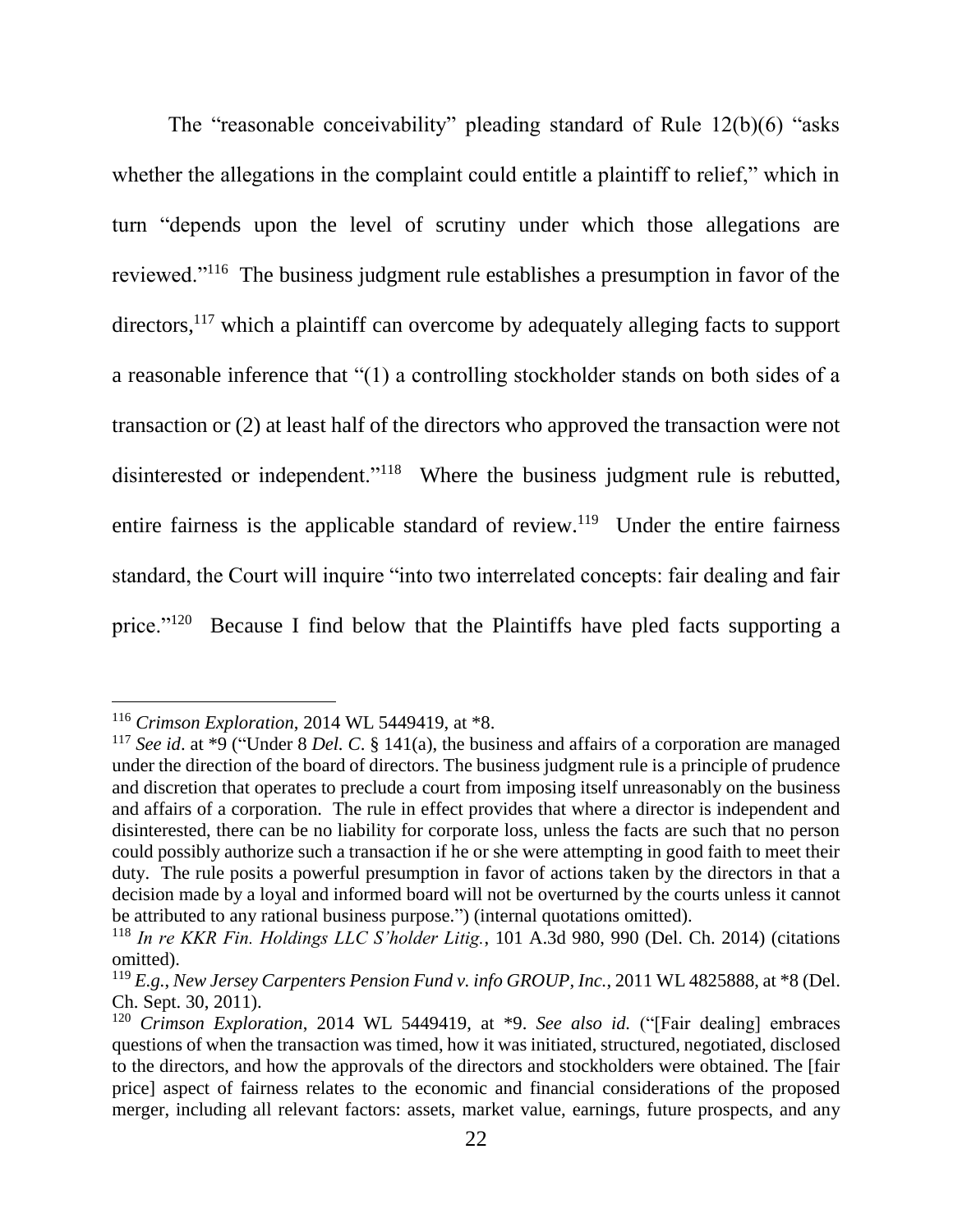The "reasonable conceivability" pleading standard of Rule 12(b)(6) "asks whether the allegations in the complaint could entitle a plaintiff to relief," which in turn "depends upon the level of scrutiny under which those allegations are reviewed."[116] The business judgment rule establishes a presumption in favor of the directors,[117] which a plaintiff can overcome by adequately alleging facts to support a reasonable inference that "(1) a controlling stockholder stands on both sides of a transaction or (2) at least half of the directors who approved the transaction were not disinterested or independent."[118] Where the business judgment rule is rebutted, entire fairness is the applicable standard of review.[119] Under the entire fairness standard, the Court will inquire "into two interrelated concepts: fair dealing and fair price."[120] Because I find below that the Plaintiffs have pled facts supporting a

---

[116] *Crimson Exploration*, 2014 WL 5449419, at *8.

[117] *See id*. at *9 ("Under 8 *Del. C*. § 141(a), the business and affairs of a corporation are managed under the direction of the board of directors. The business judgment rule is a principle of prudence and discretion that operates to preclude a court from imposing itself unreasonably on the business and affairs of a corporation. The rule in effect provides that where a director is independent and disinterested, there can be no liability for corporate loss, unless the facts are such that no person could possibly authorize such a transaction if he or she were attempting in good faith to meet their duty. The rule posits a powerful presumption in favor of actions taken by the directors in that a decision made by a loyal and informed board will not be overturned by the courts unless it cannot be attributed to any rational business purpose.") (internal quotations omitted).

[118] *In re KKR Fin. Holdings LLC S'holder Litig.*, 101 A.3d 980, 990 (Del. Ch. 2014) (citations omitted).

[119] *E.g.*, *New Jersey Carpenters Pension Fund v. info GROUP, Inc.*, 2011 WL 4825888, at *8 (Del. Ch. Sept. 30, 2011).

[120] *Crimson Exploration*, 2014 WL 5449419, at *9. *See also id.* ("[Fair dealing] embraces questions of when the transaction was timed, how it was initiated, structured, negotiated, disclosed to the directors, and how the approvals of the directors and stockholders were obtained. The [fair price] aspect of fairness relates to the economic and financial considerations of the proposed merger, including all relevant factors: assets, market value, earnings, future prospects, and any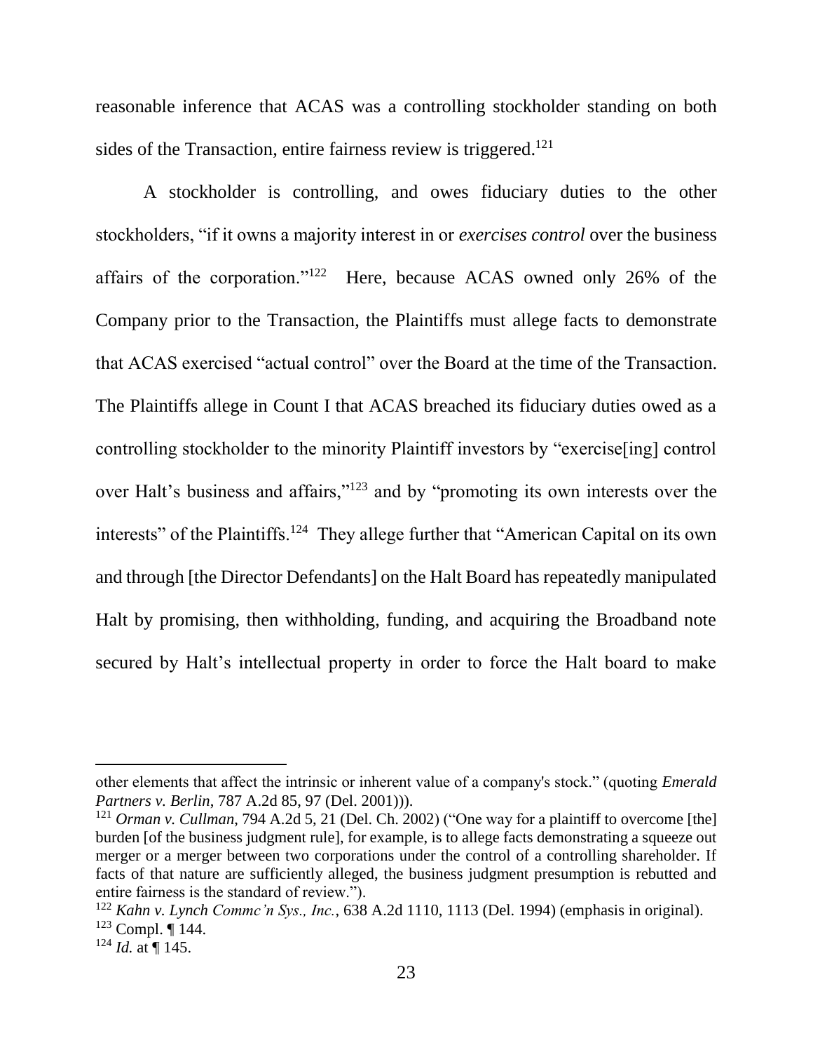reasonable inference that ACAS was a controlling stockholder standing on both sides of the Transaction, entire fairness review is triggered.[121]

A stockholder is controlling, and owes fiduciary duties to the other stockholders, "if it owns a majority interest in or *exercises control* over the business affairs of the corporation."[122] Here, because ACAS owned only 26% of the Company prior to the Transaction, the Plaintiffs must allege facts to demonstrate that ACAS exercised "actual control" over the Board at the time of the Transaction. The Plaintiffs allege in Count I that ACAS breached its fiduciary duties owed as a controlling stockholder to the minority Plaintiff investors by "exercise[ing] control over Halt's business and affairs,"[123] and by "promoting its own interests over the interests" of the Plaintiffs.[124] They allege further that "American Capital on its own and through [the Director Defendants] on the Halt Board has repeatedly manipulated Halt by promising, then withholding, funding, and acquiring the Broadband note secured by Halt's intellectual property in order to force the Halt board to make

---

other elements that affect the intrinsic or inherent value of a company's stock." (quoting *Emerald Partners v. Berlin*, 787 A.2d 85, 97 (Del. 2001))).

[121] *Orman v. Cullman*, 794 A.2d 5, 21 (Del. Ch. 2002) ("One way for a plaintiff to overcome [the] burden [of the business judgment rule], for example, is to allege facts demonstrating a squeeze out merger or a merger between two corporations under the control of a controlling shareholder. If facts of that nature are sufficiently alleged, the business judgment presumption is rebutted and entire fairness is the standard of review.").

[122] *Kahn v. Lynch Commc'n Sys., Inc.*, 638 A.2d 1110, 1113 (Del. 1994) (emphasis in original).

[123] Compl. ¶ 144.

[124] *Id.* at ¶ 145.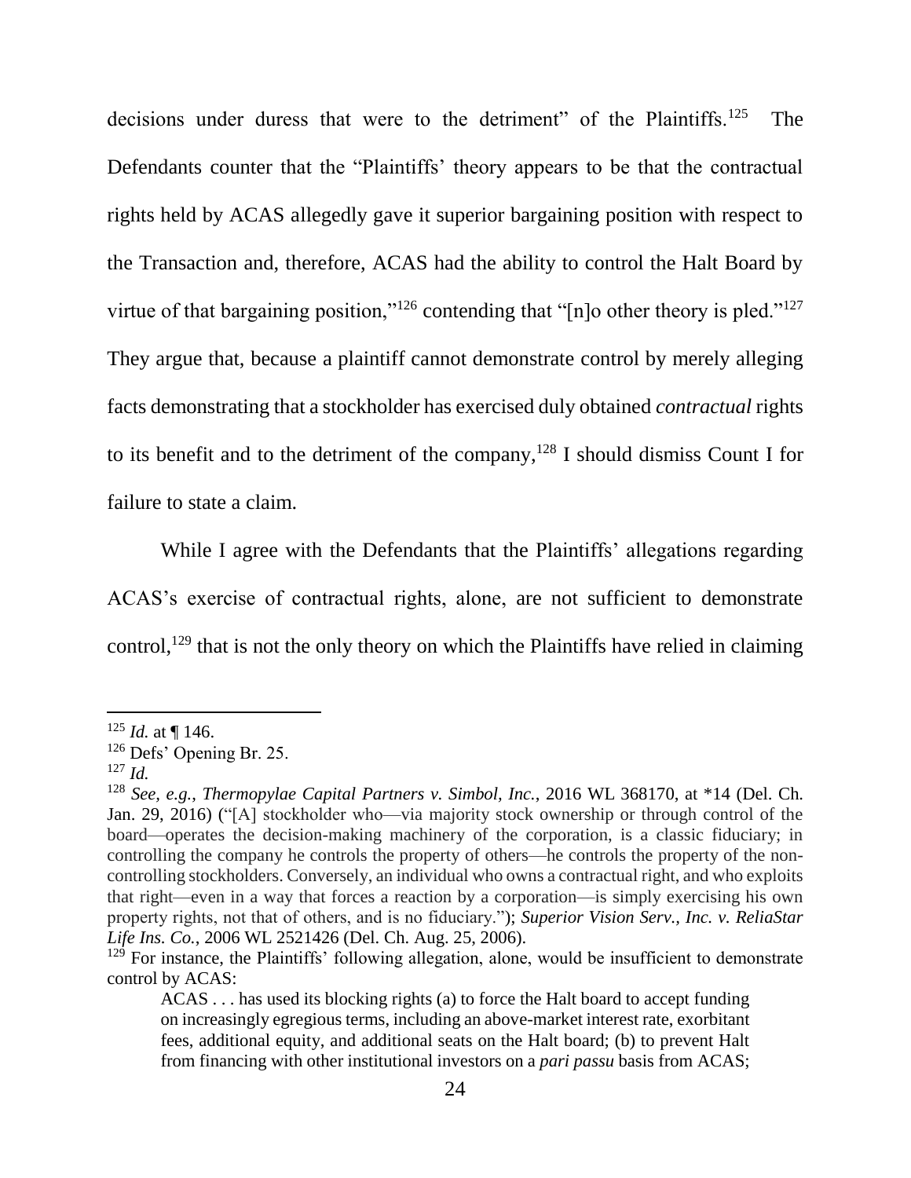decisions under duress that were to the detriment" of the Plaintiffs.[125] The Defendants counter that the "Plaintiffs' theory appears to be that the contractual rights held by ACAS allegedly gave it superior bargaining position with respect to the Transaction and, therefore, ACAS had the ability to control the Halt Board by virtue of that bargaining position,"[126] contending that "[n]o other theory is pled."[127] They argue that, because a plaintiff cannot demonstrate control by merely alleging facts demonstrating that a stockholder has exercised duly obtained *contractual* rights to its benefit and to the detriment of the company,[128] I should dismiss Count I for failure to state a claim.

While I agree with the Defendants that the Plaintiffs' allegations regarding ACAS's exercise of contractual rights, alone, are not sufficient to demonstrate control,[129] that is not the only theory on which the Plaintiffs have relied in claiming

---

[125] *Id.* at ¶ 146.

[126] Defs' Opening Br. 25.

[127] *Id.*

[128] *See, e.g.*, *Thermopylae Capital Partners v. Simbol, Inc.*, 2016 WL 368170, at *14 (Del. Ch. Jan. 29, 2016) ("[A] stockholder who—via majority stock ownership or through control of the board—operates the decision-making machinery of the corporation, is a classic fiduciary; in controlling the company he controls the property of others—he controls the property of the non-controlling stockholders. Conversely, an individual who owns a contractual right, and who exploits that right—even in a way that forces a reaction by a corporation—is simply exercising his own property rights, not that of others, and is no fiduciary."); *Superior Vision Serv., Inc. v. ReliaStar Life Ins. Co.*, 2006 WL 2521426 (Del. Ch. Aug. 25, 2006).

[129] For instance, the Plaintiffs' following allegation, alone, would be insufficient to demonstrate control by ACAS:

> ACAS . . . has used its blocking rights (a) to force the Halt board to accept funding on increasingly egregious terms, including an above-market interest rate, exorbitant fees, additional equity, and additional seats on the Halt board; (b) to prevent Halt from financing with other institutional investors on a *pari passu* basis from ACAS;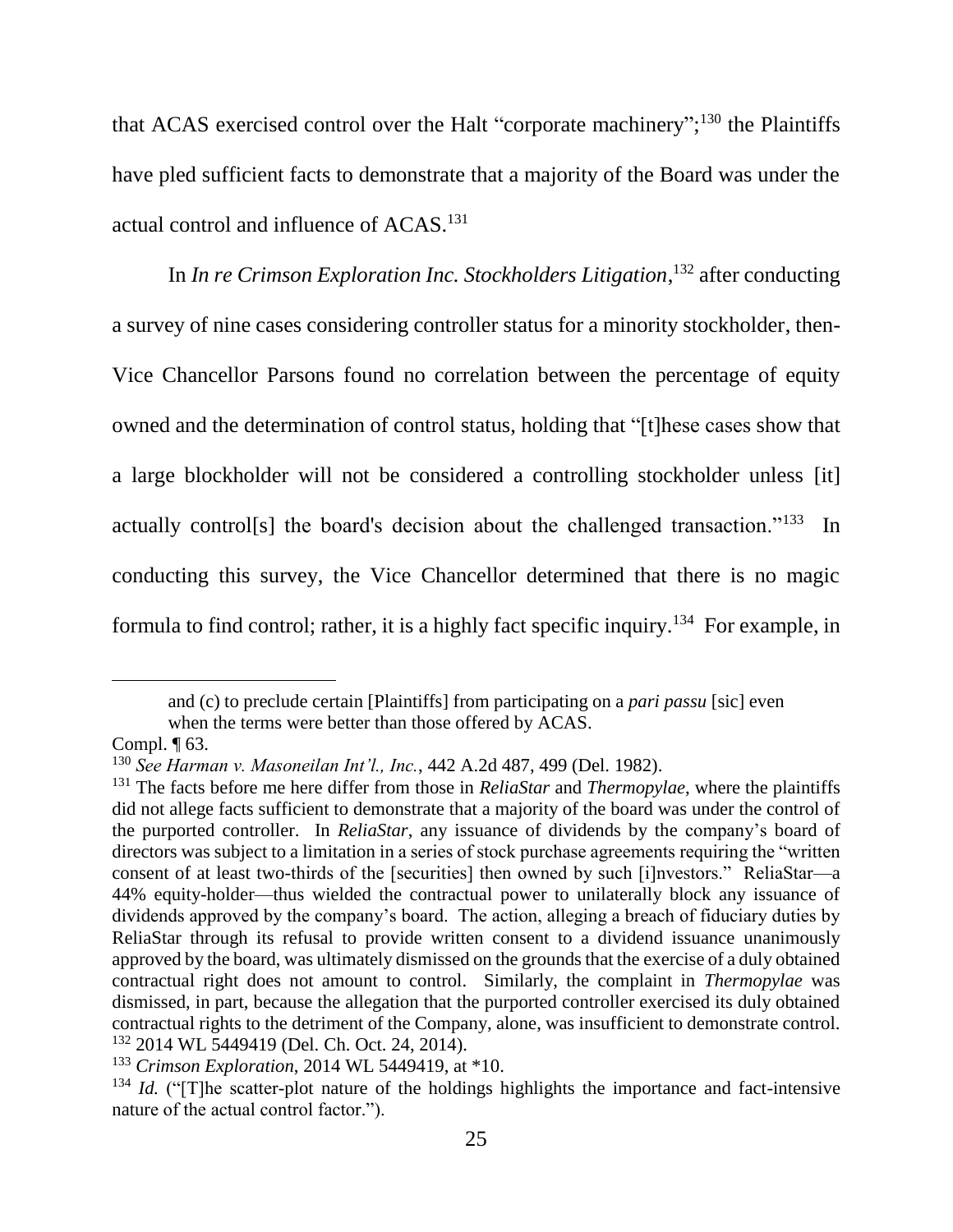that ACAS exercised control over the Halt "corporate machinery";[130] the Plaintiffs have pled sufficient facts to demonstrate that a majority of the Board was under the actual control and influence of ACAS.[131]

In *In re Crimson Exploration Inc. Stockholders Litigation*,[132] after conducting a survey of nine cases considering controller status for a minority stockholder, then-Vice Chancellor Parsons found no correlation between the percentage of equity owned and the determination of control status, holding that "[t]hese cases show that a large blockholder will not be considered a controlling stockholder unless [it] actually control[s] the board's decision about the challenged transaction."[133] In conducting this survey, the Vice Chancellor determined that there is no magic formula to find control; rather, it is a highly fact specific inquiry.[134] For example, in

---

> and (c) to preclude certain [Plaintiffs] from participating on a *pari passu* [sic] even when the terms were better than those offered by ACAS.

Compl. ¶ 63.

[130] *See Harman v. Masoneilan Int'l., Inc.*, 442 A.2d 487, 499 (Del. 1982).

[131] The facts before me here differ from those in *ReliaStar* and *Thermopylae*, where the plaintiffs did not allege facts sufficient to demonstrate that a majority of the board was under the control of the purported controller. In *ReliaStar*, any issuance of dividends by the company's board of directors was subject to a limitation in a series of stock purchase agreements requiring the "written consent of at least two-thirds of the [securities] then owned by such [i]nvestors." ReliaStar—a 44% equity-holder—thus wielded the contractual power to unilaterally block any issuance of dividends approved by the company's board. The action, alleging a breach of fiduciary duties by ReliaStar through its refusal to provide written consent to a dividend issuance unanimously approved by the board, was ultimately dismissed on the grounds that the exercise of a duly obtained contractual right does not amount to control. Similarly, the complaint in *Thermopylae* was dismissed, in part, because the allegation that the purported controller exercised its duly obtained contractual rights to the detriment of the Company, alone, was insufficient to demonstrate control.

[132] 2014 WL 5449419 (Del. Ch. Oct. 24, 2014).

[133] *Crimson Exploration*, 2014 WL 5449419, at *10.

[134] *Id.* ("[T]he scatter-plot nature of the holdings highlights the importance and fact-intensive nature of the actual control factor.").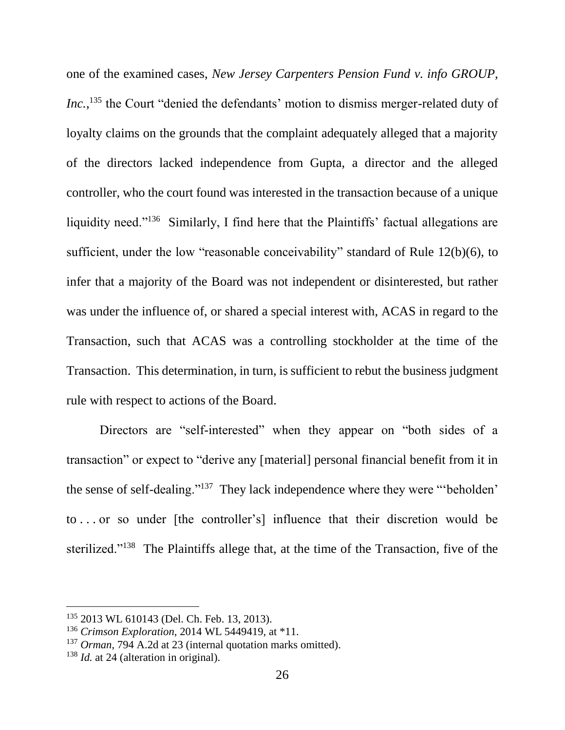one of the examined cases, *New Jersey Carpenters Pension Fund v. info GROUP, Inc.*,[135] the Court "denied the defendants' motion to dismiss merger-related duty of loyalty claims on the grounds that the complaint adequately alleged that a majority of the directors lacked independence from Gupta, a director and the alleged controller, who the court found was interested in the transaction because of a unique liquidity need."[136] Similarly, I find here that the Plaintiffs' factual allegations are sufficient, under the low "reasonable conceivability" standard of Rule 12(b)(6), to infer that a majority of the Board was not independent or disinterested, but rather was under the influence of, or shared a special interest with, ACAS in regard to the Transaction, such that ACAS was a controlling stockholder at the time of the Transaction. This determination, in turn, is sufficient to rebut the business judgment rule with respect to actions of the Board.

Directors are "self-interested" when they appear on "both sides of a transaction" or expect to "derive any [material] personal financial benefit from it in the sense of self-dealing."[137] They lack independence where they were "'beholden' to . . . or so under [the controller's] influence that their discretion would be sterilized."[138] The Plaintiffs allege that, at the time of the Transaction, five of the

---

[135] 2013 WL 610143 (Del. Ch. Feb. 13, 2013).

[136] *Crimson Exploration*, 2014 WL 5449419, at *11.

[137] *Orman*, 794 A.2d at 23 (internal quotation marks omitted).

[138] *Id.* at 24 (alteration in original).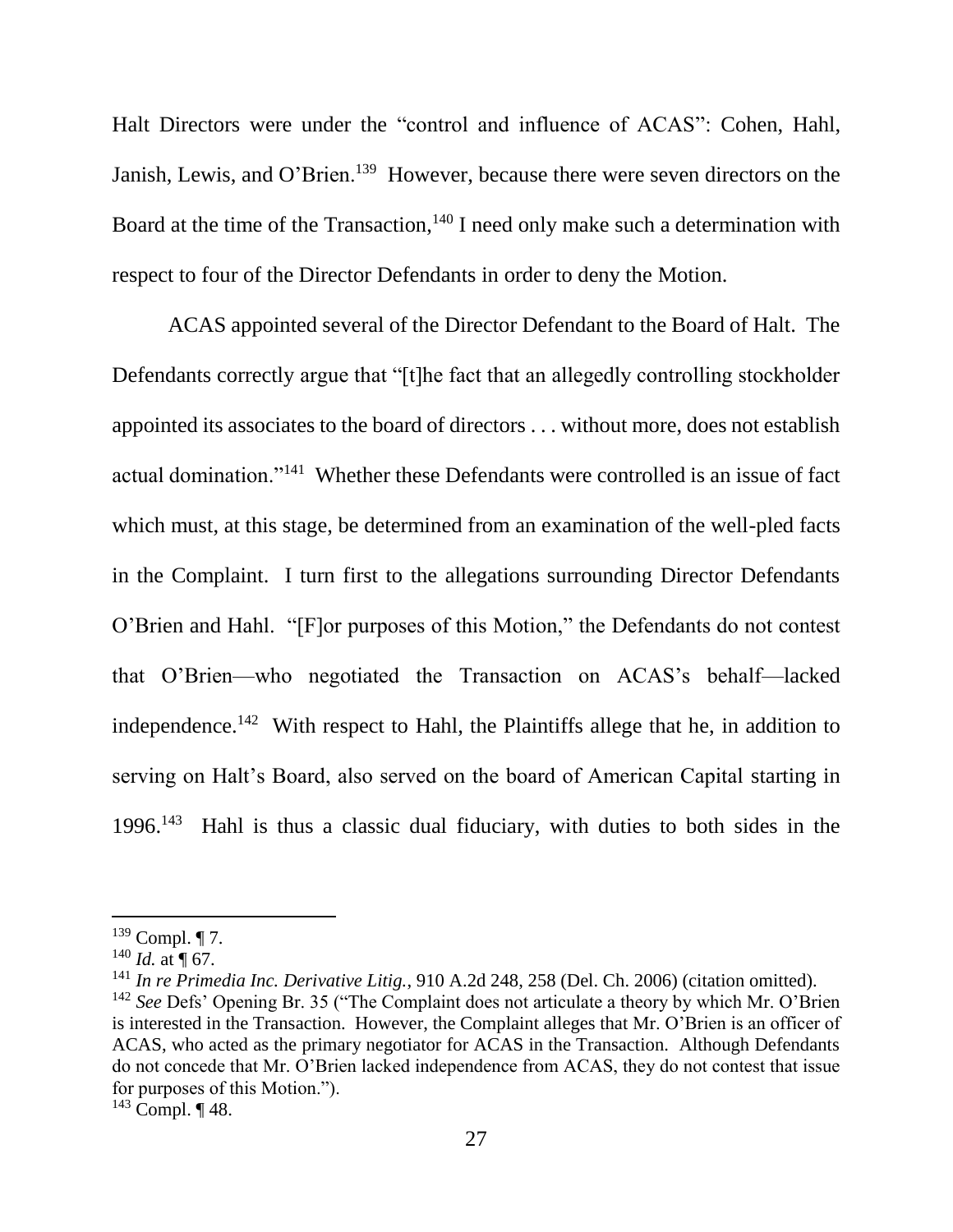Halt Directors were under the "control and influence of ACAS": Cohen, Hahl, Janish, Lewis, and O'Brien.[139] However, because there were seven directors on the Board at the time of the Transaction,[140] I need only make such a determination with respect to four of the Director Defendants in order to deny the Motion.

ACAS appointed several of the Director Defendant to the Board of Halt. The Defendants correctly argue that "[t]he fact that an allegedly controlling stockholder appointed its associates to the board of directors . . . without more, does not establish actual domination."[141] Whether these Defendants were controlled is an issue of fact which must, at this stage, be determined from an examination of the well-pled facts in the Complaint. I turn first to the allegations surrounding Director Defendants O'Brien and Hahl. "[F]or purposes of this Motion," the Defendants do not contest that O'Brien—who negotiated the Transaction on ACAS's behalf—lacked independence.[142] With respect to Hahl, the Plaintiffs allege that he, in addition to serving on Halt's Board, also served on the board of American Capital starting in 1996.[143] Hahl is thus a classic dual fiduciary, with duties to both sides in the

---

[139] Compl. ¶ 7.

[140] *Id.* at ¶ 67.

[141] *In re Primedia Inc. Derivative Litig.*, 910 A.2d 248, 258 (Del. Ch. 2006) (citation omitted).

[142] *See* Defs' Opening Br. 35 ("The Complaint does not articulate a theory by which Mr. O'Brien is interested in the Transaction. However, the Complaint alleges that Mr. O'Brien is an officer of ACAS, who acted as the primary negotiator for ACAS in the Transaction. Although Defendants do not concede that Mr. O'Brien lacked independence from ACAS, they do not contest that issue for purposes of this Motion.").

[143] Compl. ¶ 48.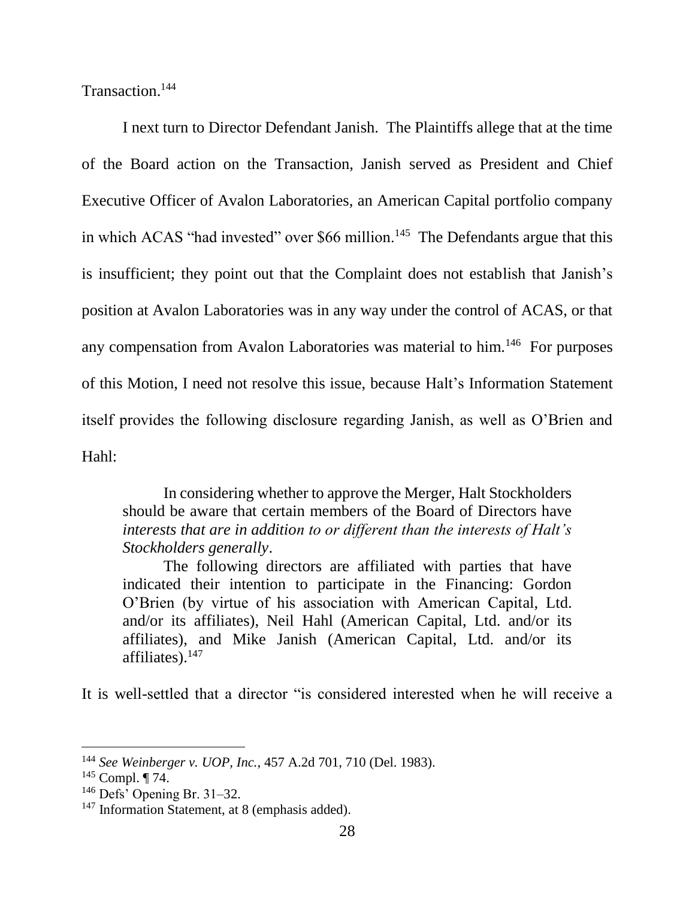Transaction.[144]

I next turn to Director Defendant Janish. The Plaintiffs allege that at the time of the Board action on the Transaction, Janish served as President and Chief Executive Officer of Avalon Laboratories, an American Capital portfolio company in which ACAS "had invested" over $66 million.[145] The Defendants argue that this is insufficient; they point out that the Complaint does not establish that Janish's position at Avalon Laboratories was in any way under the control of ACAS, or that any compensation from Avalon Laboratories was material to him.[146] For purposes of this Motion, I need not resolve this issue, because Halt's Information Statement itself provides the following disclosure regarding Janish, as well as O'Brien and Hahl:

> In considering whether to approve the Merger, Halt Stockholders should be aware that certain members of the Board of Directors have *interests that are in addition to or different than the interests of Halt's Stockholders generally*.
>
> The following directors are affiliated with parties that have indicated their intention to participate in the Financing: Gordon O'Brien (by virtue of his association with American Capital, Ltd. and/or its affiliates), Neil Hahl (American Capital, Ltd. and/or its affiliates), and Mike Janish (American Capital, Ltd. and/or its affiliates).[147]

It is well-settled that a director "is considered interested when he will receive a

---

[144] *See Weinberger v. UOP, Inc.*, 457 A.2d 701, 710 (Del. 1983).

[145] Compl. ¶ 74.

[146] Defs' Opening Br. 31–32.

[147] Information Statement, at 8 (emphasis added).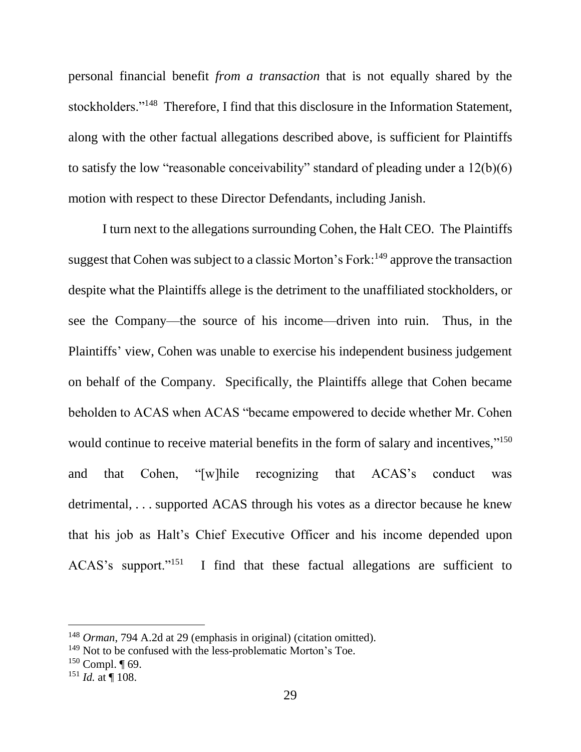personal financial benefit *from a transaction* that is not equally shared by the stockholders."[148] Therefore, I find that this disclosure in the Information Statement, along with the other factual allegations described above, is sufficient for Plaintiffs to satisfy the low "reasonable conceivability" standard of pleading under a 12(b)(6) motion with respect to these Director Defendants, including Janish.

I turn next to the allegations surrounding Cohen, the Halt CEO. The Plaintiffs suggest that Cohen was subject to a classic Morton's Fork:[149] approve the transaction despite what the Plaintiffs allege is the detriment to the unaffiliated stockholders, or see the Company—the source of his income—driven into ruin. Thus, in the Plaintiffs' view, Cohen was unable to exercise his independent business judgement on behalf of the Company. Specifically, the Plaintiffs allege that Cohen became beholden to ACAS when ACAS "became empowered to decide whether Mr. Cohen would continue to receive material benefits in the form of salary and incentives,"[150] and that Cohen, "[w]hile recognizing that ACAS's conduct was detrimental, . . . supported ACAS through his votes as a director because he knew that his job as Halt's Chief Executive Officer and his income depended upon ACAS's support."[151] I find that these factual allegations are sufficient to

---

[148] *Orman*, 794 A.2d at 29 (emphasis in original) (citation omitted).

[149] Not to be confused with the less-problematic Morton's Toe.

[150] Compl. ¶ 69.

[151] *Id.* at ¶ 108.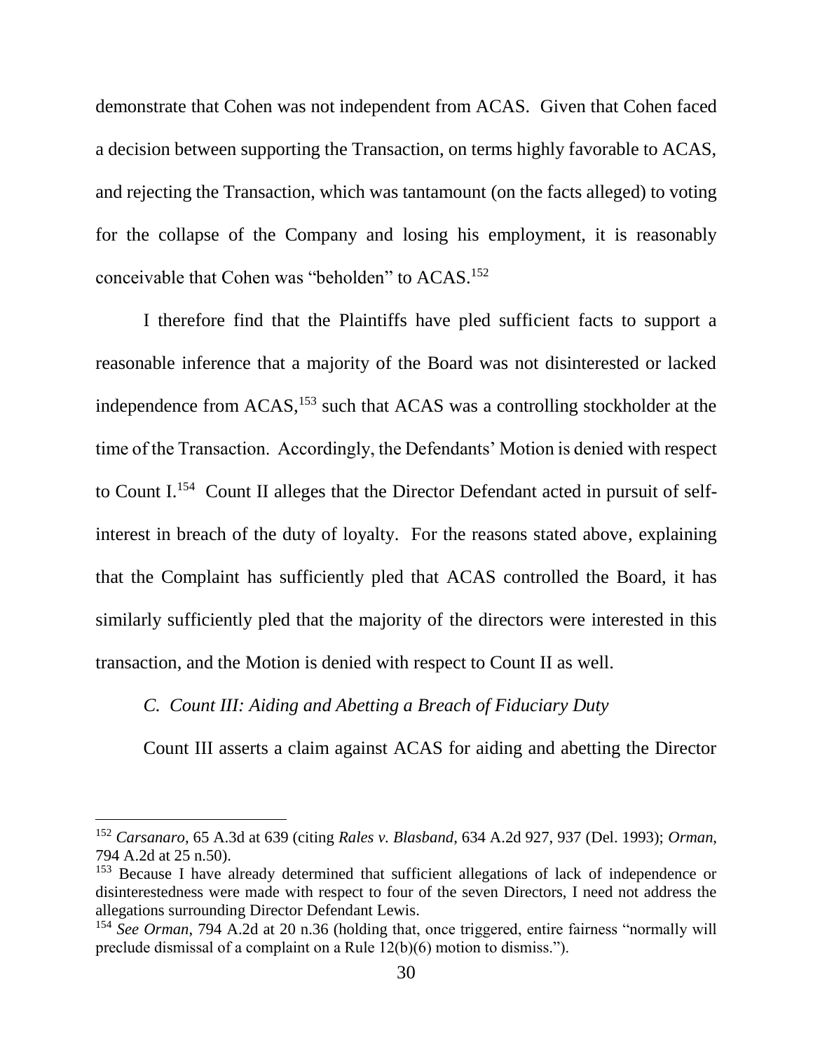demonstrate that Cohen was not independent from ACAS. Given that Cohen faced a decision between supporting the Transaction, on terms highly favorable to ACAS, and rejecting the Transaction, which was tantamount (on the facts alleged) to voting for the collapse of the Company and losing his employment, it is reasonably conceivable that Cohen was "beholden" to ACAS.[152]

I therefore find that the Plaintiffs have pled sufficient facts to support a reasonable inference that a majority of the Board was not disinterested or lacked independence from ACAS,[153] such that ACAS was a controlling stockholder at the time of the Transaction. Accordingly, the Defendants' Motion is denied with respect to Count I.[154] Count II alleges that the Director Defendant acted in pursuit of self-interest in breach of the duty of loyalty. For the reasons stated above, explaining that the Complaint has sufficiently pled that ACAS controlled the Board, it has similarly sufficiently pled that the majority of the directors were interested in this transaction, and the Motion is denied with respect to Count II as well.

### *C. Count III: Aiding and Abetting a Breach of Fiduciary Duty*

Count III asserts a claim against ACAS for aiding and abetting the Director

---

[152] *Carsanaro*, 65 A.3d at 639 (citing *Rales v. Blasband*, 634 A.2d 927, 937 (Del. 1993); *Orman*, 794 A.2d at 25 n.50).

[153] Because I have already determined that sufficient allegations of lack of independence or disinterestedness were made with respect to four of the seven Directors, I need not address the allegations surrounding Director Defendant Lewis.

[154] *See Orman*, 794 A.2d at 20 n.36 (holding that, once triggered, entire fairness "normally will preclude dismissal of a complaint on a Rule 12(b)(6) motion to dismiss.").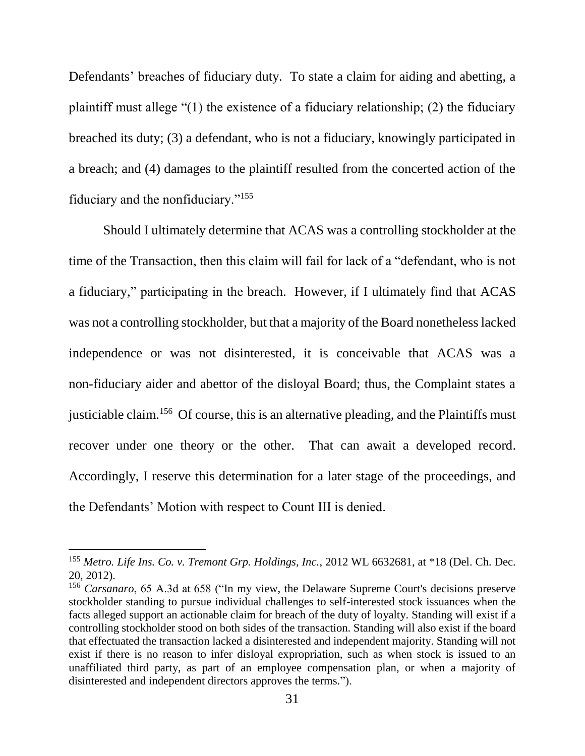Defendants' breaches of fiduciary duty. To state a claim for aiding and abetting, a plaintiff must allege "(1) the existence of a fiduciary relationship; (2) the fiduciary breached its duty; (3) a defendant, who is not a fiduciary, knowingly participated in a breach; and (4) damages to the plaintiff resulted from the concerted action of the fiduciary and the nonfiduciary."[155]

Should I ultimately determine that ACAS was a controlling stockholder at the time of the Transaction, then this claim will fail for lack of a "defendant, who is not a fiduciary," participating in the breach. However, if I ultimately find that ACAS was not a controlling stockholder, but that a majority of the Board nonetheless lacked independence or was not disinterested, it is conceivable that ACAS was a non-fiduciary aider and abettor of the disloyal Board; thus, the Complaint states a justiciable claim.[156] Of course, this is an alternative pleading, and the Plaintiffs must recover under one theory or the other. That can await a developed record. Accordingly, I reserve this determination for a later stage of the proceedings, and the Defendants' Motion with respect to Count III is denied.

---

[155] *Metro. Life Ins. Co. v. Tremont Grp. Holdings, Inc.*, 2012 WL 6632681, at *18 (Del. Ch. Dec. 20, 2012).

[156] *Carsanaro*, 65 A.3d at 658 ("In my view, the Delaware Supreme Court's decisions preserve stockholder standing to pursue individual challenges to self-interested stock issuances when the facts alleged support an actionable claim for breach of the duty of loyalty. Standing will exist if a controlling stockholder stood on both sides of the transaction. Standing will also exist if the board that effectuated the transaction lacked a disinterested and independent majority. Standing will not exist if there is no reason to infer disloyal expropriation, such as when stock is issued to an unaffiliated third party, as part of an employee compensation plan, or when a majority of disinterested and independent directors approves the terms.").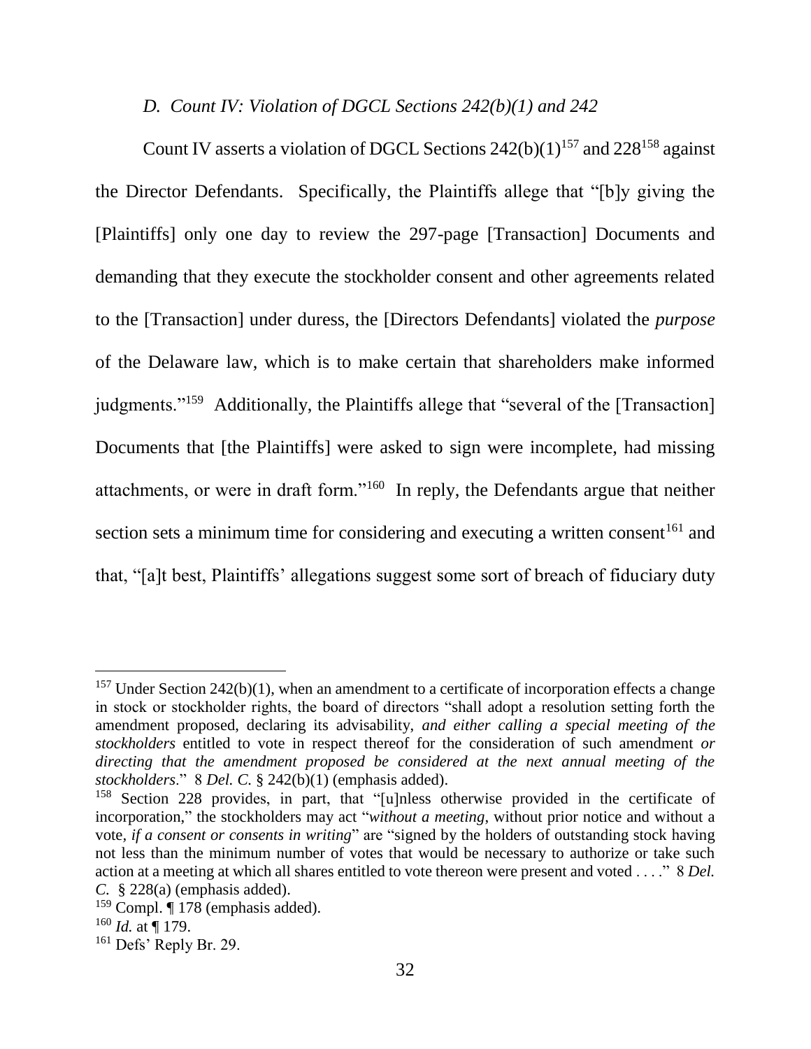### *D. Count IV: Violation of DGCL Sections 242(b)(1) and 242*

Count IV asserts a violation of DGCL Sections 242(b)(1)[157] and 228[158] against the Director Defendants. Specifically, the Plaintiffs allege that "[b]y giving the [Plaintiffs] only one day to review the 297-page [Transaction] Documents and demanding that they execute the stockholder consent and other agreements related to the [Transaction] under duress, the [Directors Defendants] violated the *purpose* of the Delaware law, which is to make certain that shareholders make informed judgments."[159] Additionally, the Plaintiffs allege that "several of the [Transaction] Documents that [the Plaintiffs] were asked to sign were incomplete, had missing attachments, or were in draft form."[160] In reply, the Defendants argue that neither section sets a minimum time for considering and executing a written consent[161] and that, "[a]t best, Plaintiffs' allegations suggest some sort of breach of fiduciary duty

---

[157] Under Section 242(b)(1), when an amendment to a certificate of incorporation effects a change in stock or stockholder rights, the board of directors "shall adopt a resolution setting forth the amendment proposed, declaring its advisability, *and either calling a special meeting of the stockholders* entitled to vote in respect thereof for the consideration of such amendment *or directing that the amendment proposed be considered at the next annual meeting of the stockholders*." 8 *Del. C.* § 242(b)(1) (emphasis added).

[158] Section 228 provides, in part, that "[u]nless otherwise provided in the certificate of incorporation," the stockholders may act "*without a meeting*, without prior notice and without a vote, *if a consent or consents in writing*" are "signed by the holders of outstanding stock having not less than the minimum number of votes that would be necessary to authorize or take such action at a meeting at which all shares entitled to vote thereon were present and voted . . . ." 8 *Del. C.* § 228(a) (emphasis added).

[159] Compl. ¶ 178 (emphasis added).

[160] *Id.* at ¶ 179.

[161] Defs' Reply Br. 29.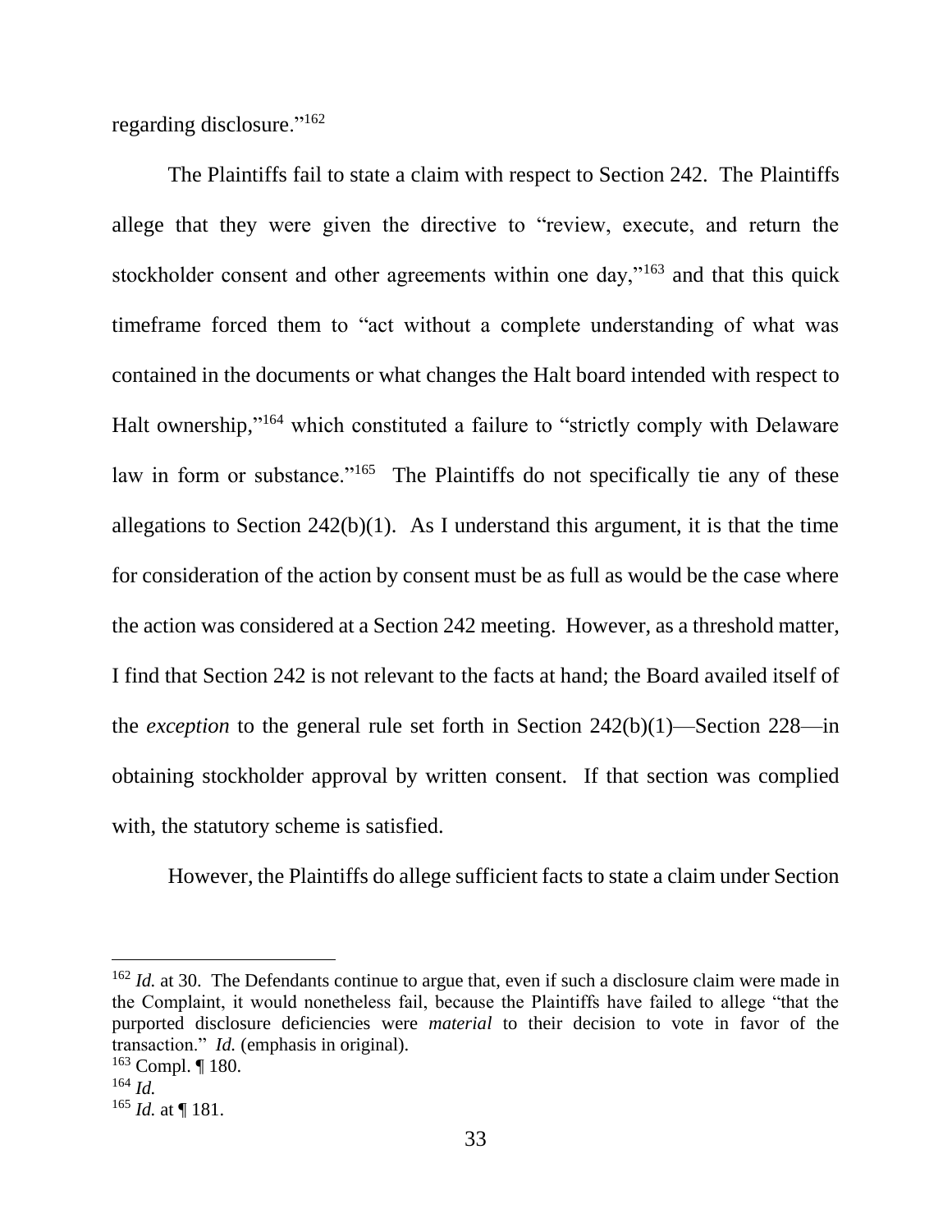regarding disclosure."[162]

The Plaintiffs fail to state a claim with respect to Section 242. The Plaintiffs allege that they were given the directive to "review, execute, and return the stockholder consent and other agreements within one day,"[163] and that this quick timeframe forced them to "act without a complete understanding of what was contained in the documents or what changes the Halt board intended with respect to Halt ownership,"[164] which constituted a failure to "strictly comply with Delaware law in form or substance."[165] The Plaintiffs do not specifically tie any of these allegations to Section 242(b)(1). As I understand this argument, it is that the time for consideration of the action by consent must be as full as would be the case where the action was considered at a Section 242 meeting. However, as a threshold matter, I find that Section 242 is not relevant to the facts at hand; the Board availed itself of the *exception* to the general rule set forth in Section 242(b)(1)—Section 228—in obtaining stockholder approval by written consent. If that section was complied with, the statutory scheme is satisfied.

However, the Plaintiffs do allege sufficient facts to state a claim under Section

---

[162] *Id.* at 30. The Defendants continue to argue that, even if such a disclosure claim were made in the Complaint, it would nonetheless fail, because the Plaintiffs have failed to allege "that the purported disclosure deficiencies were *material* to their decision to vote in favor of the transaction." *Id.* (emphasis in original).

[163] Compl. ¶ 180.

[164] *Id.*

[165] *Id.* at ¶ 181.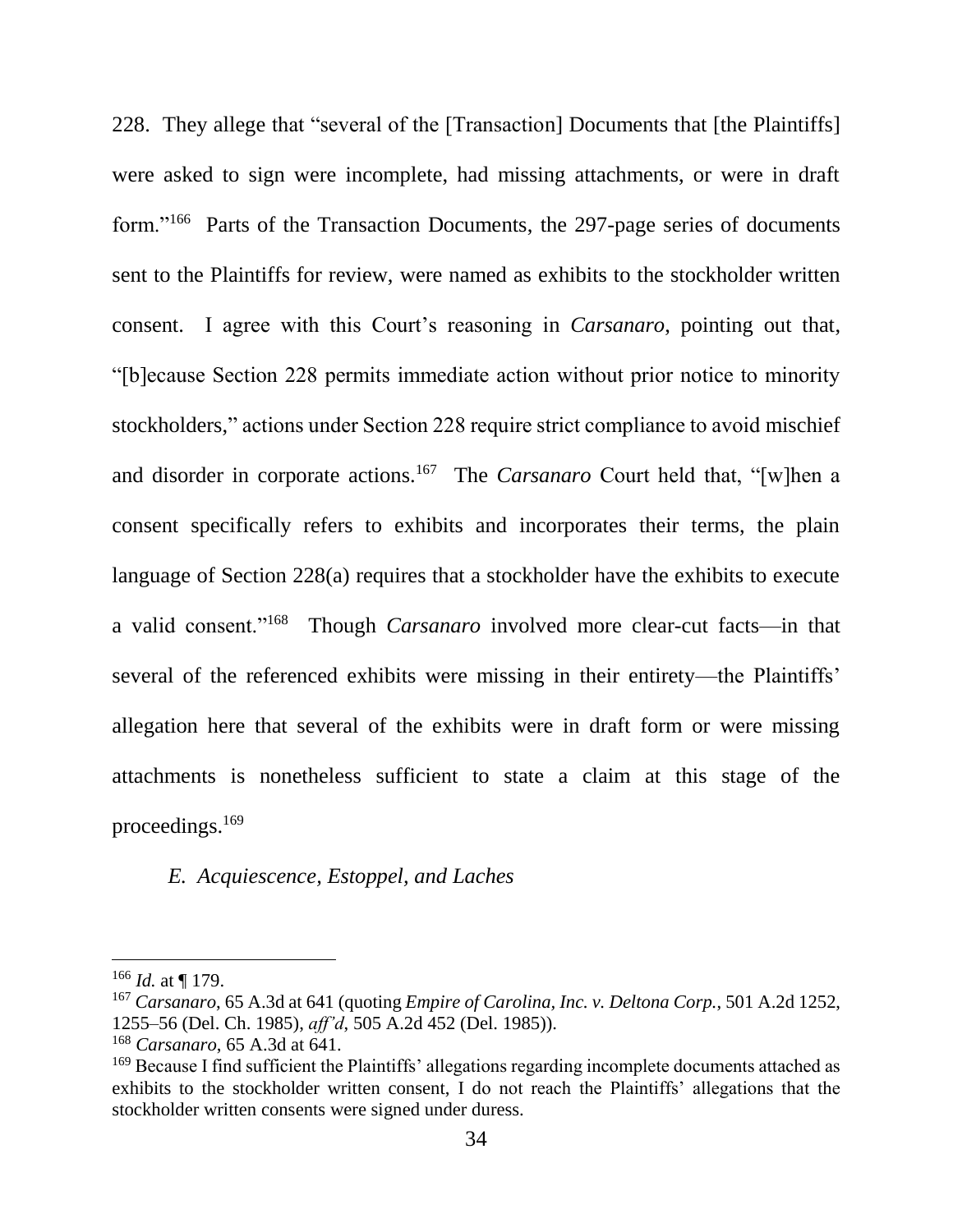228. They allege that "several of the [Transaction] Documents that [the Plaintiffs] were asked to sign were incomplete, had missing attachments, or were in draft form."[166] Parts of the Transaction Documents, the 297-page series of documents sent to the Plaintiffs for review, were named as exhibits to the stockholder written consent. I agree with this Court's reasoning in *Carsanaro*, pointing out that, "[b]ecause Section 228 permits immediate action without prior notice to minority stockholders," actions under Section 228 require strict compliance to avoid mischief and disorder in corporate actions.[167] The *Carsanaro* Court held that, "[w]hen a consent specifically refers to exhibits and incorporates their terms, the plain language of Section 228(a) requires that a stockholder have the exhibits to execute a valid consent."[168] Though *Carsanaro* involved more clear-cut facts—in that several of the referenced exhibits were missing in their entirety—the Plaintiffs' allegation here that several of the exhibits were in draft form or were missing attachments is nonetheless sufficient to state a claim at this stage of the proceedings.[169]

*E. Acquiescence, Estoppel, and Laches*

---

[166] *Id.* at ¶ 179.

[167] *Carsanaro*, 65 A.3d at 641 (quoting *Empire of Carolina, Inc. v. Deltona Corp.*, 501 A.2d 1252, 1255–56 (Del. Ch. 1985), *aff'd*, 505 A.2d 452 (Del. 1985)).

[168] *Carsanaro*, 65 A.3d at 641.

[169] Because I find sufficient the Plaintiffs' allegations regarding incomplete documents attached as exhibits to the stockholder written consent, I do not reach the Plaintiffs' allegations that the stockholder written consents were signed under duress.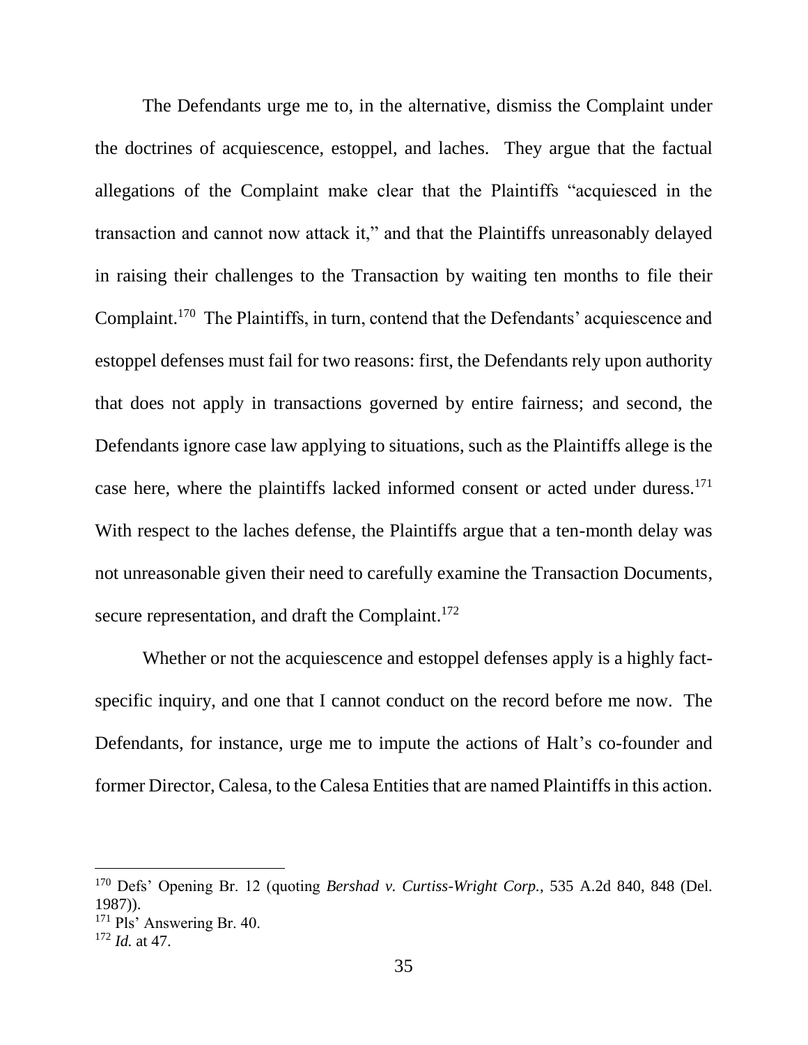The Defendants urge me to, in the alternative, dismiss the Complaint under the doctrines of acquiescence, estoppel, and laches. They argue that the factual allegations of the Complaint make clear that the Plaintiffs "acquiesced in the transaction and cannot now attack it," and that the Plaintiffs unreasonably delayed in raising their challenges to the Transaction by waiting ten months to file their Complaint.[170] The Plaintiffs, in turn, contend that the Defendants' acquiescence and estoppel defenses must fail for two reasons: first, the Defendants rely upon authority that does not apply in transactions governed by entire fairness; and second, the Defendants ignore case law applying to situations, such as the Plaintiffs allege is the case here, where the plaintiffs lacked informed consent or acted under duress.[171] With respect to the laches defense, the Plaintiffs argue that a ten-month delay was not unreasonable given their need to carefully examine the Transaction Documents, secure representation, and draft the Complaint.[172]

Whether or not the acquiescence and estoppel defenses apply is a highly fact-specific inquiry, and one that I cannot conduct on the record before me now. The Defendants, for instance, urge me to impute the actions of Halt's co-founder and former Director, Calesa, to the Calesa Entities that are named Plaintiffs in this action.

---

[170] Defs' Opening Br. 12 (quoting *Bershad v. Curtiss-Wright Corp.*, 535 A.2d 840, 848 (Del. 1987)).

[171] Pls' Answering Br. 40.

[172] *Id.* at 47.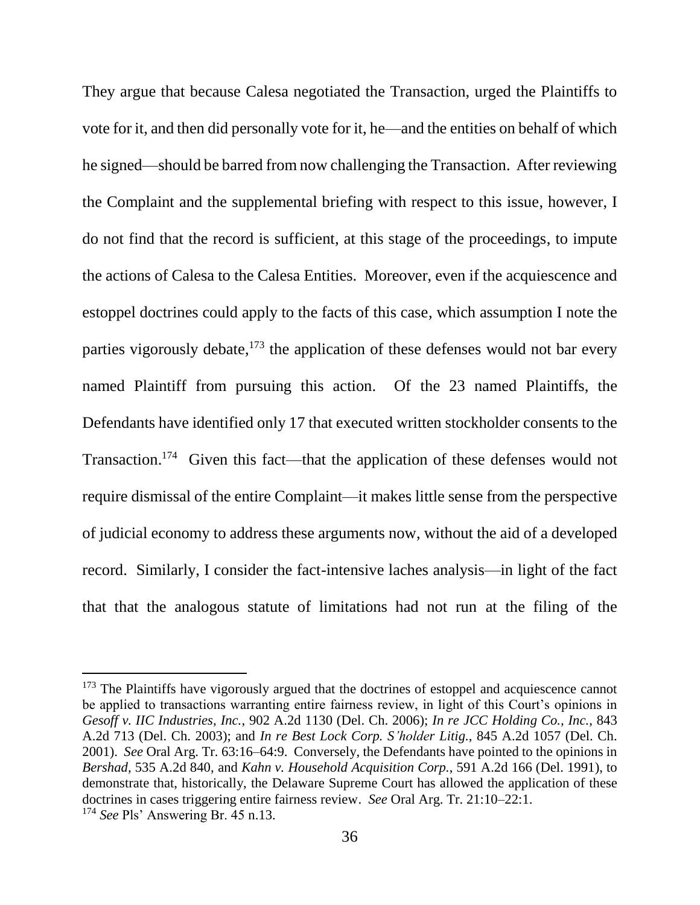They argue that because Calesa negotiated the Transaction, urged the Plaintiffs to vote for it, and then did personally vote for it, he—and the entities on behalf of which he signed—should be barred from now challenging the Transaction. After reviewing the Complaint and the supplemental briefing with respect to this issue, however, I do not find that the record is sufficient, at this stage of the proceedings, to impute the actions of Calesa to the Calesa Entities. Moreover, even if the acquiescence and estoppel doctrines could apply to the facts of this case, which assumption I note the parties vigorously debate,[173] the application of these defenses would not bar every named Plaintiff from pursuing this action. Of the 23 named Plaintiffs, the Defendants have identified only 17 that executed written stockholder consents to the Transaction.[174] Given this fact—that the application of these defenses would not require dismissal of the entire Complaint—it makes little sense from the perspective of judicial economy to address these arguments now, without the aid of a developed record. Similarly, I consider the fact-intensive laches analysis—in light of the fact that that the analogous statute of limitations had not run at the filing of the

---

[173] The Plaintiffs have vigorously argued that the doctrines of estoppel and acquiescence cannot be applied to transactions warranting entire fairness review, in light of this Court's opinions in *Gesoff v. IIC Industries, Inc.*, 902 A.2d 1130 (Del. Ch. 2006); *In re JCC Holding Co., Inc.*, 843 A.2d 713 (Del. Ch. 2003); and *In re Best Lock Corp. S'holder Litig.*, 845 A.2d 1057 (Del. Ch. 2001). *See* Oral Arg. Tr. 63:16–64:9. Conversely, the Defendants have pointed to the opinions in *Bershad*, 535 A.2d 840, and *Kahn v. Household Acquisition Corp.*, 591 A.2d 166 (Del. 1991), to demonstrate that, historically, the Delaware Supreme Court has allowed the application of these doctrines in cases triggering entire fairness review. *See* Oral Arg. Tr. 21:10–22:1.

[174] *See* Pls' Answering Br. 45 n.13.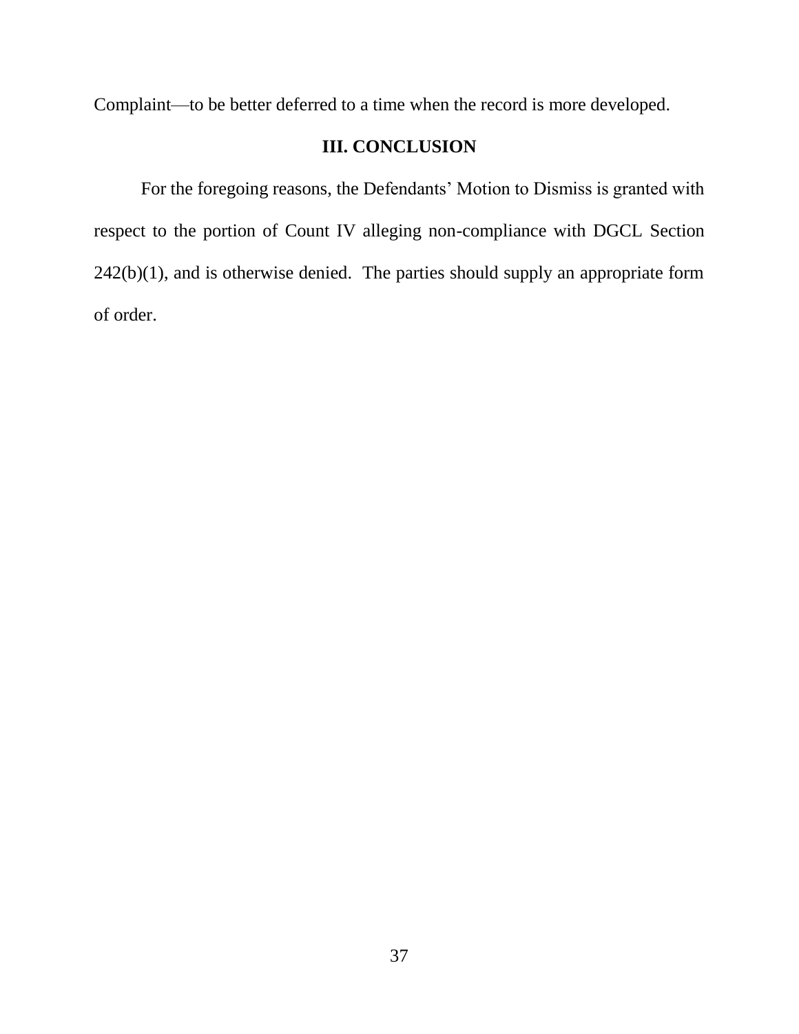Complaint—to be better deferred to a time when the record is more developed.

## III. CONCLUSION

For the foregoing reasons, the Defendants' Motion to Dismiss is granted with respect to the portion of Count IV alleging non-compliance with DGCL Section 242(b)(1), and is otherwise denied. The parties should supply an appropriate form of order.